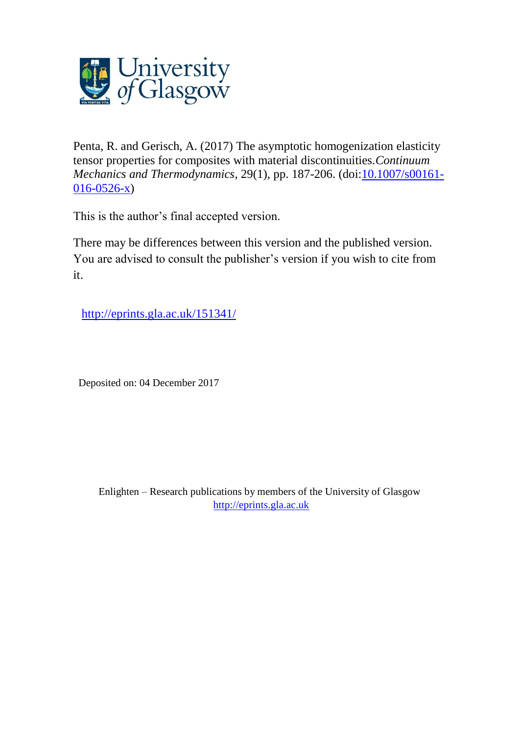Penta, R. and Gerisch, A. (2017) The asymptotic homogenization elasticity tensor properties for composites with material discontinuities. *Continuum Mechanics and Thermodynamics*, 29(1), pp. 187-206. (doi:[10.1007/s00161-016-0526-x](http://dx.doi.org/10.1007/s00161-016-0526-x))

This is the author's final accepted version.

There may be differences between this version and the published version. You are advised to consult the publisher's version if you wish to cite from it.

<http://eprints.gla.ac.uk/151341/>

Deposited on: 04 December 2017

Enlighten – Research publications by members of the University of Glasgow
<http://eprints.gla.ac.uk>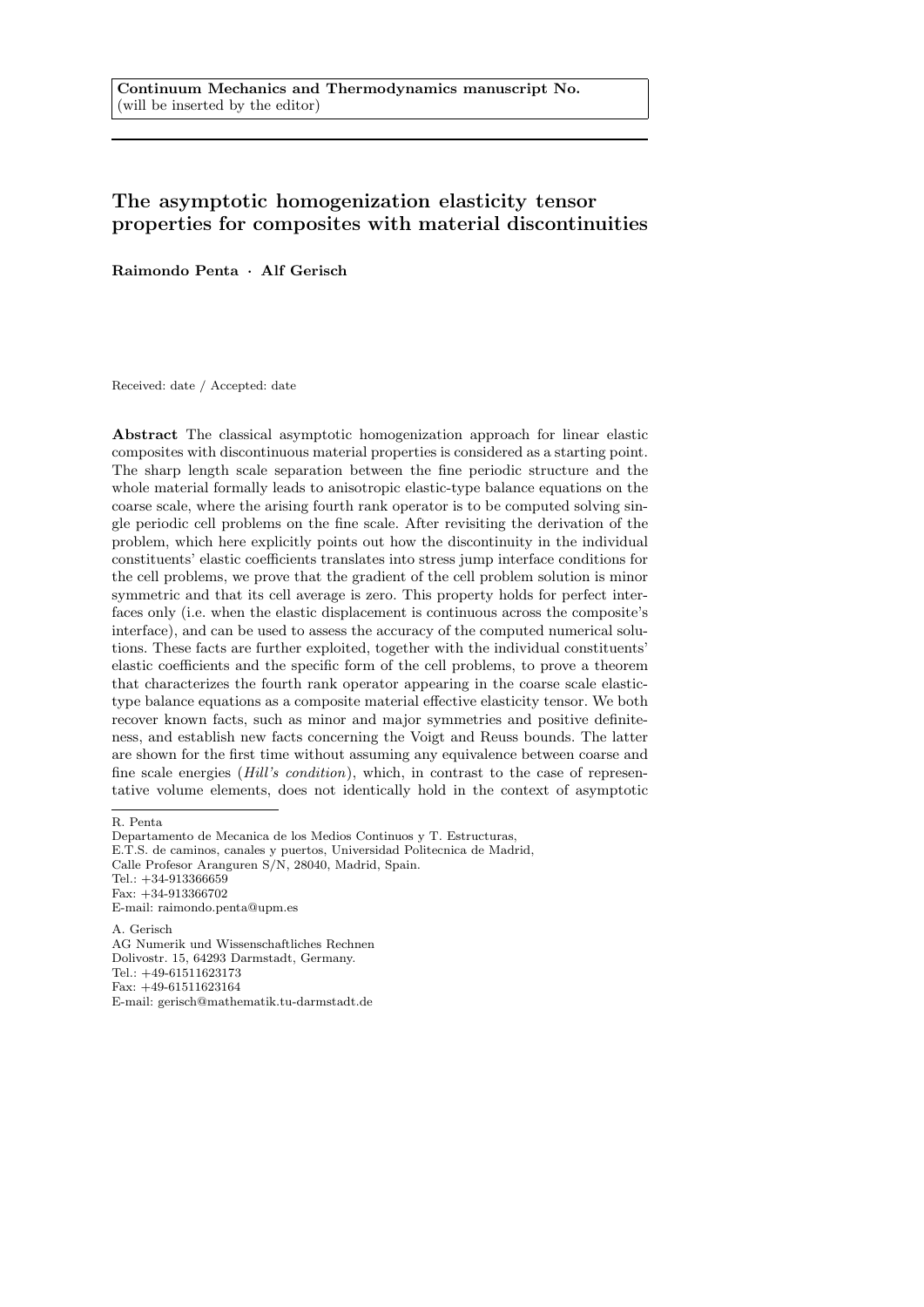Continuum Mechanics and Thermodynamics manuscript No.
(will be inserted by the editor)

# The asymptotic homogenization elasticity tensor properties for composites with material discontinuities

**Raimondo Penta · Alf Gerisch**

Received: date / Accepted: date

**Abstract** The classical asymptotic homogenization approach for linear elastic composites with discontinuous material properties is considered as a starting point. The sharp length scale separation between the fine periodic structure and the whole material formally leads to anisotropic elastic-type balance equations on the coarse scale, where the arising fourth rank operator is to be computed solving single periodic cell problems on the fine scale. After revisiting the derivation of the problem, which here explicitly points out how the discontinuity in the individual constituents' elastic coefficients translates into stress jump interface conditions for the cell problems, we prove that the gradient of the cell problem solution is minor symmetric and that its cell average is zero. This property holds for perfect interfaces only (i.e. when the elastic displacement is continuous across the composite's interface), and can be used to assess the accuracy of the computed numerical solutions. These facts are further exploited, together with the individual constituents' elastic coefficients and the specific form of the cell problems, to prove a theorem that characterizes the fourth rank operator appearing in the coarse scale elastic-type balance equations as a composite material effective elasticity tensor. We both recover known facts, such as minor and major symmetries and positive definiteness, and establish new facts concerning the Voigt and Reuss bounds. The latter are shown for the first time without assuming any equivalence between coarse and fine scale energies (*Hill's condition*), which, in contrast to the case of representative volume elements, does not identically hold in the context of asymptotic

---

R. Penta
Departamento de Mecanica de los Medios Continuos y T. Estructuras,
E.T.S. de caminos, canales y puertos, Universidad Politecnica de Madrid,
Calle Profesor Aranguren S/N, 28040, Madrid, Spain.
Tel.: +34-913366659
Fax: +34-913366702
E-mail: raimondo.penta@upm.es

A. Gerisch
AG Numerik und Wissenschaftliches Rechnen
Dolivostr. 15, 64293 Darmstadt, Germany.
Tel.: +49-61511623173
Fax: +49-61511623164
E-mail: gerisch@mathematik.tu-darmstadt.de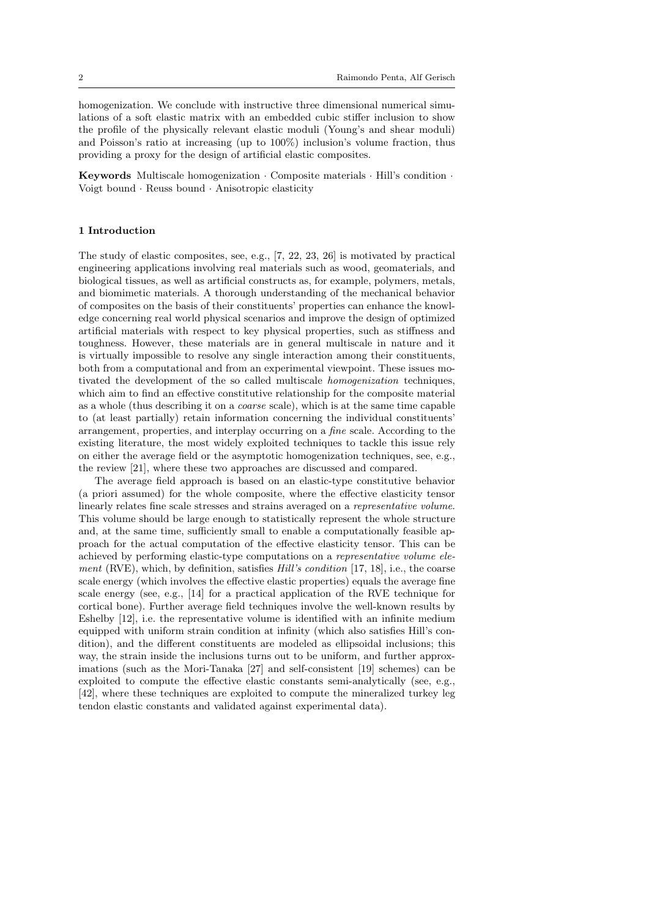homogenization. We conclude with instructive three dimensional numerical simulations of a soft elastic matrix with an embedded cubic stiffer inclusion to show the profile of the physically relevant elastic moduli (Young's and shear moduli) and Poisson's ratio at increasing (up to 100%) inclusion's volume fraction, thus providing a proxy for the design of artificial elastic composites.

**Keywords** Multiscale homogenization · Composite materials · Hill's condition · Voigt bound · Reuss bound · Anisotropic elasticity

## 1 Introduction

The study of elastic composites, see, e.g., [7, 22, 23, 26] is motivated by practical engineering applications involving real materials such as wood, geomaterials, and biological tissues, as well as artificial constructs as, for example, polymers, metals, and biomimetic materials. A thorough understanding of the mechanical behavior of composites on the basis of their constituents' properties can enhance the knowledge concerning real world physical scenarios and improve the design of optimized artificial materials with respect to key physical properties, such as stiffness and toughness. However, these materials are in general multiscale in nature and it is virtually impossible to resolve any single interaction among their constituents, both from a computational and from an experimental viewpoint. These issues motivated the development of the so called multiscale *homogenization* techniques, which aim to find an effective constitutive relationship for the composite material as a whole (thus describing it on a *coarse* scale), which is at the same time capable to (at least partially) retain information concerning the individual constituents' arrangement, properties, and interplay occurring on a *fine* scale. According to the existing literature, the most widely exploited techniques to tackle this issue rely on either the average field or the asymptotic homogenization techniques, see, e.g., the review [21], where these two approaches are discussed and compared.

The average field approach is based on an elastic-type constitutive behavior (a priori assumed) for the whole composite, where the effective elasticity tensor linearly relates fine scale stresses and strains averaged on a *representative volume*. This volume should be large enough to statistically represent the whole structure and, at the same time, sufficiently small to enable a computationally feasible approach for the actual computation of the effective elasticity tensor. This can be achieved by performing elastic-type computations on a *representative volume element* (RVE), which, by definition, satisfies *Hill's condition* [17, 18], i.e., the coarse scale energy (which involves the effective elastic properties) equals the average fine scale energy (see, e.g., [14] for a practical application of the RVE technique for cortical bone). Further average field techniques involve the well-known results by Eshelby [12], i.e. the representative volume is identified with an infinite medium equipped with uniform strain condition at infinity (which also satisfies Hill's condition), and the different constituents are modeled as ellipsoidal inclusions; this way, the strain inside the inclusions turns out to be uniform, and further approximations (such as the Mori-Tanaka [27] and self-consistent [19] schemes) can be exploited to compute the effective elastic constants semi-analytically (see, e.g., [42], where these techniques are exploited to compute the mineralized turkey leg tendon elastic constants and validated against experimental data).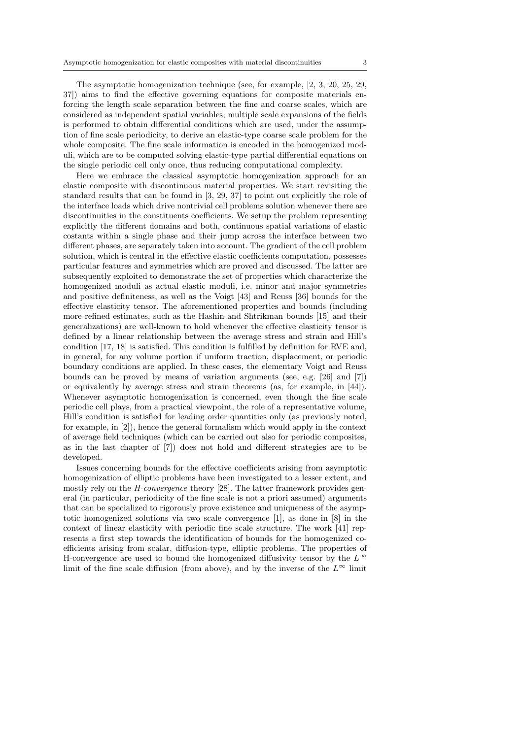The asymptotic homogenization technique (see, for example, [2, 3, 20, 25, 29, 37]) aims to find the effective governing equations for composite materials enforcing the length scale separation between the fine and coarse scales, which are considered as independent spatial variables; multiple scale expansions of the fields is performed to obtain differential conditions which are used, under the assumption of fine scale periodicity, to derive an elastic-type coarse scale problem for the whole composite. The fine scale information is encoded in the homogenized moduli, which are to be computed solving elastic-type partial differential equations on the single periodic cell only once, thus reducing computational complexity.

Here we embrace the classical asymptotic homogenization approach for an elastic composite with discontinuous material properties. We start revisiting the standard results that can be found in [3, 29, 37] to point out explicitly the role of the interface loads which drive nontrivial cell problems solution whenever there are discontinuities in the constituents coefficients. We setup the problem representing explicitly the different domains and both, continuous spatial variations of elastic costants within a single phase and their jump across the interface between two different phases, are separately taken into account. The gradient of the cell problem solution, which is central in the effective elastic coefficients computation, possesses particular features and symmetries which are proved and discussed. The latter are subsequently exploited to demonstrate the set of properties which characterize the homogenized moduli as actual elastic moduli, i.e. minor and major symmetries and positive definiteness, as well as the Voigt [43] and Reuss [36] bounds for the effective elasticity tensor. The aforementioned properties and bounds (including more refined estimates, such as the Hashin and Shtrikman bounds [15] and their generalizations) are well-known to hold whenever the effective elasticity tensor is defined by a linear relationship between the average stress and strain and Hill's condition [17, 18] is satisfied. This condition is fulfilled by definition for RVE and, in general, for any volume portion if uniform traction, displacement, or periodic boundary conditions are applied. In these cases, the elementary Voigt and Reuss bounds can be proved by means of variation arguments (see, e.g. [26] and [7]) or equivalently by average stress and strain theorems (as, for example, in [44]). Whenever asymptotic homogenization is concerned, even though the fine scale periodic cell plays, from a practical viewpoint, the role of a representative volume, Hill's condition is satisfied for leading order quantities only (as previously noted, for example, in [2]), hence the general formalism which would apply in the context of average field techniques (which can be carried out also for periodic composites, as in the last chapter of [7]) does not hold and different strategies are to be developed.

Issues concerning bounds for the effective coefficients arising from asymptotic homogenization of elliptic problems have been investigated to a lesser extent, and mostly rely on the *H-convergence* theory [28]. The latter framework provides general (in particular, periodicity of the fine scale is not a priori assumed) arguments that can be specialized to rigorously prove existence and uniqueness of the asymptotic homogenized solutions via two scale convergence [1], as done in [8] in the context of linear elasticity with periodic fine scale structure. The work [41] represents a first step towards the identification of bounds for the homogenized coefficients arising from scalar, diffusion-type, elliptic problems. The properties of H-convergence are used to bound the homogenized diffusivity tensor by the $L^{\infty}$ limit of the fine scale diffusion (from above), and by the inverse of the $L^{\infty}$ limit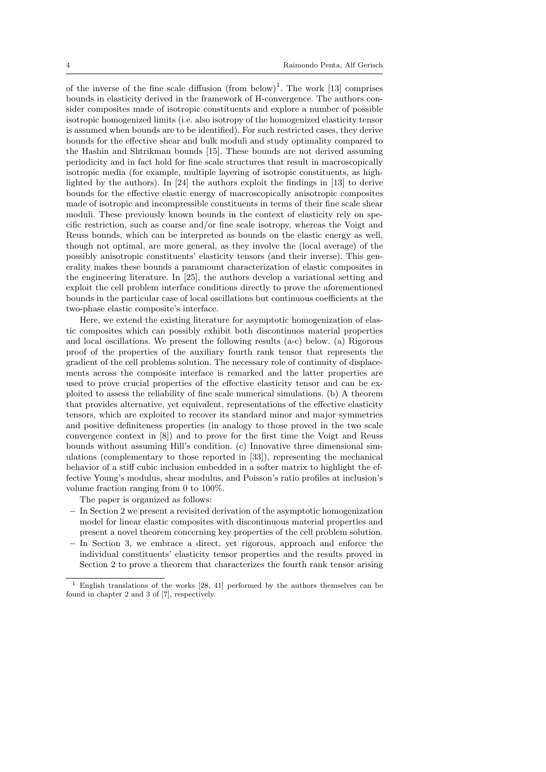of the inverse of the fine scale diffusion (from below)[1]. The work [13] comprises bounds in elasticity derived in the framework of H-convergence. The authors consider composites made of isotropic constituents and explore a number of possible isotropic homogenized limits (i.e. also isotropy of the homogenized elasticity tensor is assumed when bounds are to be identified). For such restricted cases, they derive bounds for the effective shear and bulk moduli and study optimality compared to the Hashin and Shtrikman bounds [15]. These bounds are not derived assuming periodicity and in fact hold for fine scale structures that result in macroscopically isotropic media (for example, multiple layering of isotropic constituents, as highlighted by the authors). In [24] the authors exploit the findings in [13] to derive bounds for the effective elastic energy of macroscopically anisotropic composites made of isotropic and incompressible constituents in terms of their fine scale shear moduli. These previously known bounds in the context of elasticity rely on specific restriction, such as coarse and/or fine scale isotropy, whereas the Voigt and Reuss bounds, which can be interpreted as bounds on the elastic energy as well, though not optimal, are more general, as they involve the (local average) of the possibly anisotropic constituents' elasticity tensors (and their inverse). This generality makes these bounds a paramount characterization of elastic composites in the engineering literature. In [25], the authors develop a variational setting and exploit the cell problem interface conditions directly to prove the aforementioned bounds in the particular case of local oscillations but continuous coefficients at the two-phase elastic composite's interface.

Here, we extend the existing literature for asymptotic homogenization of elastic composites which can possibly exhibit both discontinuos material properties and local oscillations. We present the following results (a-c) below. (a) Rigorous proof of the properties of the auxiliary fourth rank tensor that represents the gradient of the cell problems solution. The necessary role of continuity of displacements across the composite interface is remarked and the latter properties are used to prove crucial properties of the effective elasticity tensor and can be exploited to assess the reliability of fine scale numerical simulations. (b) A theorem that provides alternative, yet equivalent, representations of the effective elasticity tensors, which are exploited to recover its standard minor and major symmetries and positive definiteness properties (in analogy to those proved in the two scale convergence context in [8]) and to prove for the first time the Voigt and Reuss bounds without assuming Hill's condition. (c) Innovative three dimensional simulations (complementary to those reported in [33]), representing the mechanical behavior of a stiff cubic inclusion embedded in a softer matrix to highlight the effective Young's modulus, shear modulus, and Poisson's ratio profiles at inclusion's volume fraction ranging from 0 to 100%.

The paper is organized as follows:

- In Section 2 we present a revisited derivation of the asymptotic homogenization model for linear elastic composites with discontinuous material properties and present a novel theorem concerning key properties of the cell problem solution.
- In Section 3, we embrace a direct, yet rigorous, approach and enforce the individual constituents' elasticity tensor properties and the results proved in Section 2 to prove a theorem that characterizes the fourth rank tensor arising

[1] English translations of the works [28, 41] performed by the authors themselves can be found in chapter 2 and 3 of [7], respectively.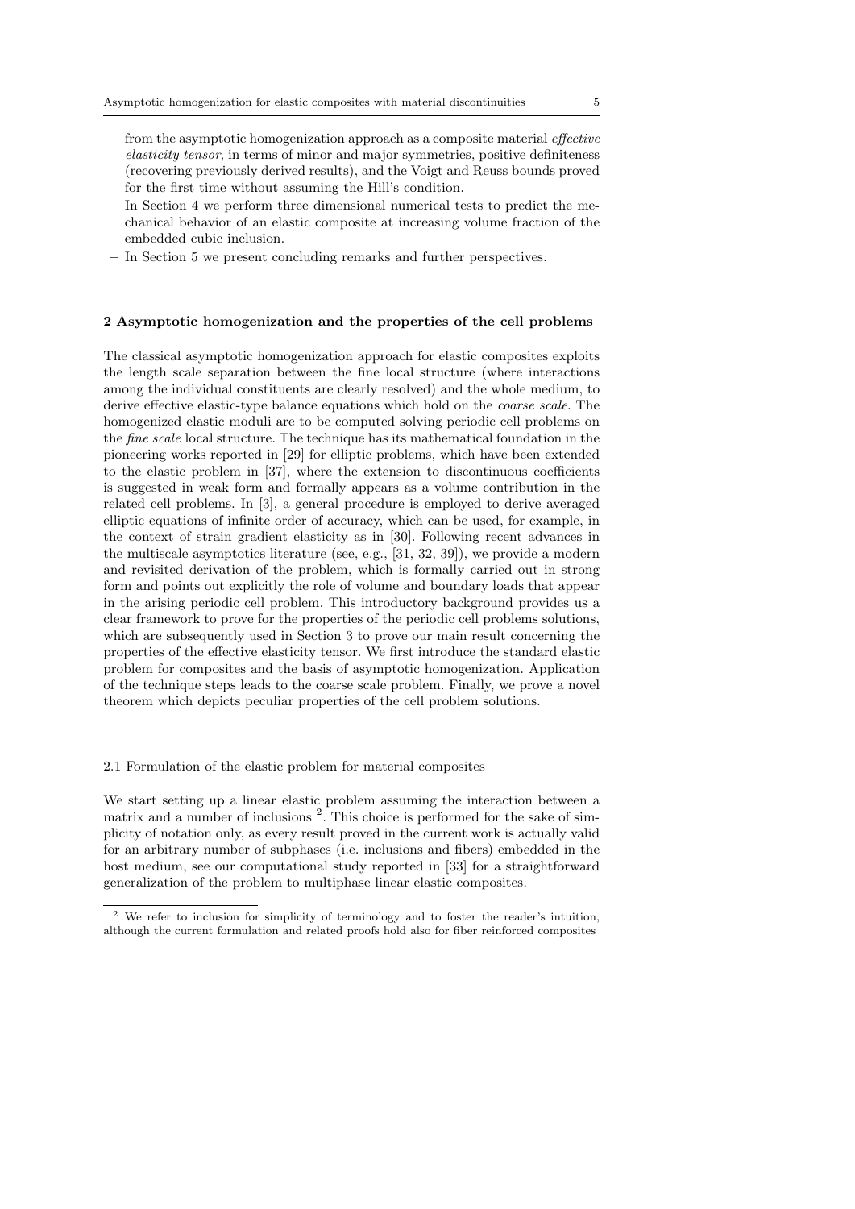from the asymptotic homogenization approach as a composite material *effective elasticity tensor*, in terms of minor and major symmetries, positive definiteness (recovering previously derived results), and the Voigt and Reuss bounds proved for the first time without assuming the Hill's condition.

- In Section 4 we perform three dimensional numerical tests to predict the mechanical behavior of an elastic composite at increasing volume fraction of the embedded cubic inclusion.
- In Section 5 we present concluding remarks and further perspectives.

## 2 Asymptotic homogenization and the properties of the cell problems

The classical asymptotic homogenization approach for elastic composites exploits the length scale separation between the fine local structure (where interactions among the individual constituents are clearly resolved) and the whole medium, to derive effective elastic-type balance equations which hold on the *coarse scale*. The homogenized elastic moduli are to be computed solving periodic cell problems on the *fine scale* local structure. The technique has its mathematical foundation in the pioneering works reported in [29] for elliptic problems, which have been extended to the elastic problem in [37], where the extension to discontinuous coefficients is suggested in weak form and formally appears as a volume contribution in the related cell problems. In [3], a general procedure is employed to derive averaged elliptic equations of infinite order of accuracy, which can be used, for example, in the context of strain gradient elasticity as in [30]. Following recent advances in the multiscale asymptotics literature (see, e.g., [31, 32, 39]), we provide a modern and revisited derivation of the problem, which is formally carried out in strong form and points out explicitly the role of volume and boundary loads that appear in the arising periodic cell problem. This introductory background provides us a clear framework to prove for the properties of the periodic cell problems solutions, which are subsequently used in Section 3 to prove our main result concerning the properties of the effective elasticity tensor. We first introduce the standard elastic problem for composites and the basis of asymptotic homogenization. Application of the technique steps leads to the coarse scale problem. Finally, we prove a novel theorem which depicts peculiar properties of the cell problem solutions.

### 2.1 Formulation of the elastic problem for material composites

We start setting up a linear elastic problem assuming the interaction between a matrix and a number of inclusions [2]. This choice is performed for the sake of simplicity of notation only, as every result proved in the current work is actually valid for an arbitrary number of subphases (i.e. inclusions and fibers) embedded in the host medium, see our computational study reported in [33] for a straightforward generalization of the problem to multiphase linear elastic composites.

[2] We refer to inclusion for simplicity of terminology and to foster the reader's intuition, although the current formulation and related proofs hold also for fiber reinforced composites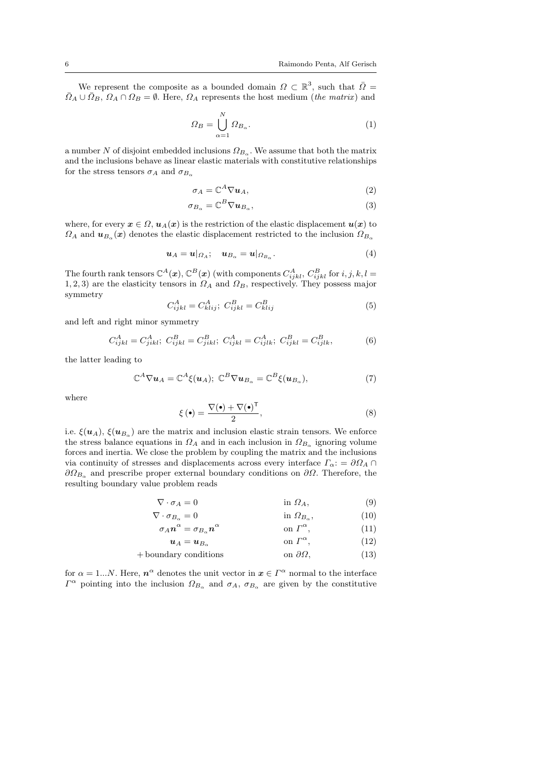We represent the composite as a bounded domain $\Omega \subset \mathbb{R}^3$, such that $\bar{\Omega} = \bar{\Omega}_A \cup \bar{\Omega}_B$, $\Omega_A \cap \Omega_B = \emptyset$. Here, $\Omega_A$ represents the host medium (*the matrix*) and

$$\Omega_B = \bigcup_{\alpha=1}^{N} \Omega_{B_\alpha}. \tag{1}$$

a number $N$ of disjoint embedded inclusions $\Omega_{B_\alpha}$. We assume that both the matrix and the inclusions behave as linear elastic materials with constitutive relationships for the stress tensors $\sigma_A$ and $\sigma_{B_\alpha}$

$$\sigma_A = \mathbb{C}^A \nabla \boldsymbol{u}_A, \tag{2}$$

$$\sigma_{B_\alpha} = \mathbb{C}^B \nabla \boldsymbol{u}_{B_\alpha}, \tag{3}$$

where, for every $\boldsymbol{x} \in \Omega$, $\boldsymbol{u}_A(\boldsymbol{x})$ is the restriction of the elastic displacement $\boldsymbol{u}(\boldsymbol{x})$ to $\Omega_A$ and $\boldsymbol{u}_{B_\alpha}(\boldsymbol{x})$ denotes the elastic displacement restricted to the inclusion $\Omega_{B_\alpha}$

$$\boldsymbol{u}_A = \boldsymbol{u}|_{\Omega_A}; \quad \boldsymbol{u}_{B_\alpha} = \boldsymbol{u}|_{\Omega_{B_\alpha}}. \tag{4}$$

The fourth rank tensors $\mathbb{C}^A(\boldsymbol{x})$, $\mathbb{C}^B(\boldsymbol{x})$ (with components $C^A_{ijkl}$, $C^B_{ijkl}$ for $i,j,k,l = 1,2,3$) are the elasticity tensors in $\Omega_A$ and $\Omega_B$, respectively. They possess major symmetry

$$C^A_{ijkl} = C^A_{klij};\ C^B_{ijkl} = C^B_{klij} \tag{5}$$

and left and right minor symmetry

$$C^A_{ijkl} = C^A_{jikl};\ C^B_{ijkl} = C^B_{jikl};\ C^A_{ijkl} = C^A_{ijlk};\ C^B_{ijkl} = C^B_{ijlk}, \tag{6}$$

the latter leading to

$$\mathbb{C}^A \nabla \boldsymbol{u}_A = \mathbb{C}^A \xi(\boldsymbol{u}_A);\ \mathbb{C}^B \nabla \boldsymbol{u}_{B_\alpha} = \mathbb{C}^B \xi(\boldsymbol{u}_{B_\alpha}), \tag{7}$$

where

$$\xi(\bullet) = \frac{\nabla(\bullet) + \nabla(\bullet)^{\mathsf{T}}}{2}, \tag{8}$$

i.e. $\xi(\boldsymbol{u}_A)$, $\xi(\boldsymbol{u}_{B_\alpha})$ are the matrix and inclusion elastic strain tensors. We enforce the stress balance equations in $\Omega_A$ and in each inclusion in $\Omega_{B_\alpha}$ ignoring volume forces and inertia. We close the problem by coupling the matrix and the inclusions via continuity of stresses and displacements across every interface $\Gamma_\alpha \colon = \partial\Omega_A \cap \partial\Omega_{B_\alpha}$ and prescribe proper external boundary conditions on $\partial\Omega$. Therefore, the resulting boundary value problem reads

$$\nabla \cdot \sigma_A = 0 \qquad \text{in } \Omega_A, \tag{9}$$

$$\nabla \cdot \sigma_{B_\alpha} = 0 \qquad \text{in } \Omega_{B_\alpha}, \tag{10}$$

$$\sigma_A \boldsymbol{n}^\alpha = \sigma_{B_\alpha} \boldsymbol{n}^\alpha \qquad \text{on } \Gamma^\alpha, \tag{11}$$

$$\boldsymbol{u}_A = \boldsymbol{u}_{B_\alpha} \qquad \text{on } \Gamma^\alpha, \tag{12}$$

$$+\,\text{boundary conditions} \qquad \text{on } \partial\Omega, \tag{13}$$

for $\alpha = 1 \ldots N$. Here, $\boldsymbol{n}^\alpha$ denotes the unit vector in $\boldsymbol{x} \in \Gamma^\alpha$ normal to the interface $\Gamma^\alpha$ pointing into the inclusion $\Omega_{B_\alpha}$ and $\sigma_A$, $\sigma_{B_\alpha}$ are given by the constitutive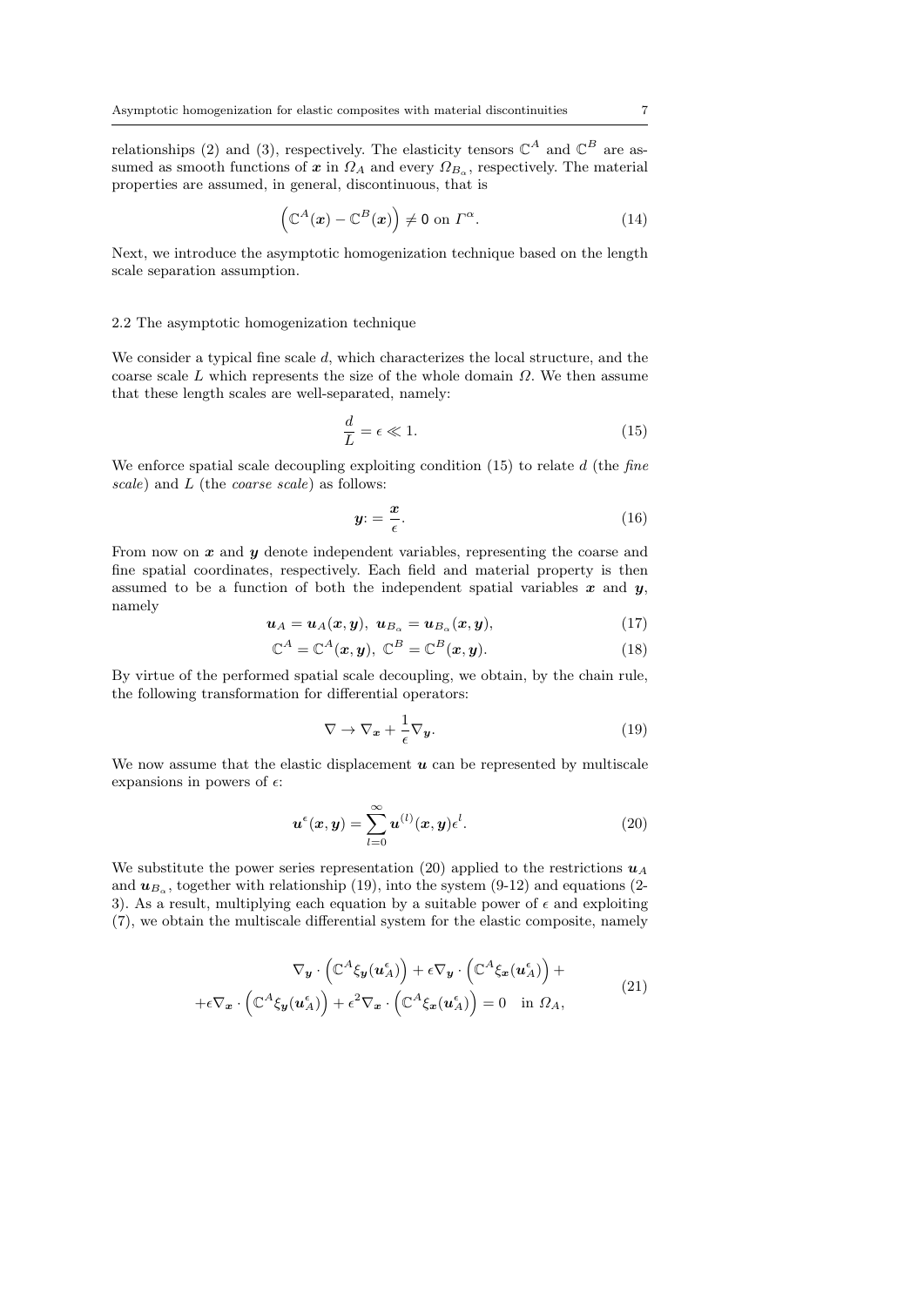relationships (2) and (3), respectively. The elasticity tensors $\mathbb{C}^A$ and $\mathbb{C}^B$ are assumed as smooth functions of $\boldsymbol{x}$ in $\Omega_A$ and every $\Omega_{B_\alpha}$, respectively. The material properties are assumed, in general, discontinuous, that is

$$\left(\mathbb{C}^A(\boldsymbol{x}) - \mathbb{C}^B(\boldsymbol{x})\right) \neq \mathsf{0} \text{ on } \Gamma^\alpha. \tag{14}$$

Next, we introduce the asymptotic homogenization technique based on the length scale separation assumption.

### 2.2 The asymptotic homogenization technique

We consider a typical fine scale $d$, which characterizes the local structure, and the coarse scale $L$ which represents the size of the whole domain $\Omega$. We then assume that these length scales are well-separated, namely:

$$\frac{d}{L} = \epsilon \ll 1. \tag{15}$$

We enforce spatial scale decoupling exploiting condition (15) to relate $d$ (the *fine scale*) and $L$ (the *coarse scale*) as follows:

$$\boldsymbol{y} := \frac{\boldsymbol{x}}{\epsilon}. \tag{16}$$

From now on $\boldsymbol{x}$ and $\boldsymbol{y}$ denote independent variables, representing the coarse and fine spatial coordinates, respectively. Each field and material property is then assumed to be a function of both the independent spatial variables $\boldsymbol{x}$ and $\boldsymbol{y}$, namely

$$\boldsymbol{u}_A = \boldsymbol{u}_A(\boldsymbol{x}, \boldsymbol{y}), \;\; \boldsymbol{u}_{B_\alpha} = \boldsymbol{u}_{B_\alpha}(\boldsymbol{x}, \boldsymbol{y}), \tag{17}$$

$$\mathbb{C}^A = \mathbb{C}^A(\boldsymbol{x}, \boldsymbol{y}), \;\; \mathbb{C}^B = \mathbb{C}^B(\boldsymbol{x}, \boldsymbol{y}). \tag{18}$$

By virtue of the performed spatial scale decoupling, we obtain, by the chain rule, the following transformation for differential operators:

$$\nabla \rightarrow \nabla_{\boldsymbol{x}} + \frac{1}{\epsilon}\nabla_{\boldsymbol{y}}. \tag{19}$$

We now assume that the elastic displacement $\boldsymbol{u}$ can be represented by multiscale expansions in powers of $\epsilon$:

$$\boldsymbol{u}^\epsilon(\boldsymbol{x}, \boldsymbol{y}) = \sum_{l=0}^{\infty} \boldsymbol{u}^{(l)}(\boldsymbol{x}, \boldsymbol{y})\epsilon^l. \tag{20}$$

We substitute the power series representation (20) applied to the restrictions $\boldsymbol{u}_A$ and $\boldsymbol{u}_{B_\alpha}$, together with relationship (19), into the system (9-12) and equations (2-3). As a result, multiplying each equation by a suitable power of $\epsilon$ and exploiting (7), we obtain the multiscale differential system for the elastic composite, namely

$$\begin{gathered}
\nabla_{\boldsymbol{y}} \cdot \left(\mathbb{C}^A \xi_{\boldsymbol{y}}(\boldsymbol{u}_A^\epsilon)\right) + \epsilon \nabla_{\boldsymbol{y}} \cdot \left(\mathbb{C}^A \xi_{\boldsymbol{x}}(\boldsymbol{u}_A^\epsilon)\right) + \\
+\epsilon \nabla_{\boldsymbol{x}} \cdot \left(\mathbb{C}^A \xi_{\boldsymbol{y}}(\boldsymbol{u}_A^\epsilon)\right) + \epsilon^2 \nabla_{\boldsymbol{x}} \cdot \left(\mathbb{C}^A \xi_{\boldsymbol{x}}(\boldsymbol{u}_A^\epsilon)\right) = 0 \quad \text{in } \Omega_A,
\end{gathered} \tag{21}$$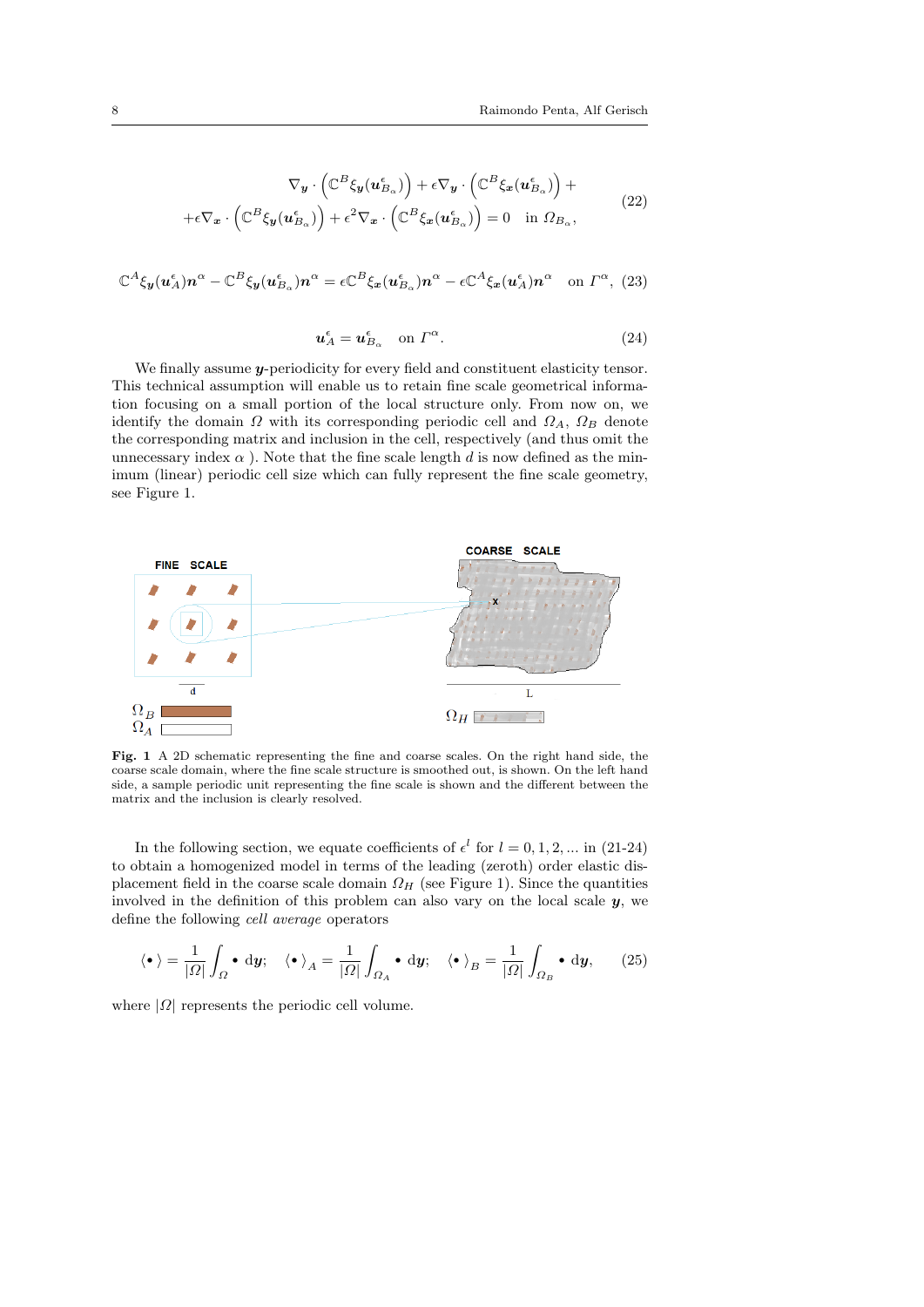$$
\begin{aligned}
&\nabla_{\boldsymbol{y}} \cdot \left(\mathbb{C}^B \xi_{\boldsymbol{y}}(\boldsymbol{u}^{\epsilon}_{B_\alpha})\right) + \epsilon \nabla_{\boldsymbol{y}} \cdot \left(\mathbb{C}^B \xi_{\boldsymbol{x}}(\boldsymbol{u}^{\epsilon}_{B_\alpha})\right) + \\
&+ \epsilon \nabla_{\boldsymbol{x}} \cdot \left(\mathbb{C}^B \xi_{\boldsymbol{y}}(\boldsymbol{u}^{\epsilon}_{B_\alpha})\right) + \epsilon^2 \nabla_{\boldsymbol{x}} \cdot \left(\mathbb{C}^B \xi_{\boldsymbol{x}}(\boldsymbol{u}^{\epsilon}_{B_\alpha})\right) = 0 \quad \text{in } \Omega_{B_\alpha},
\end{aligned}
\tag{22}
$$

$$
\mathbb{C}^A \xi_{\boldsymbol{y}}(\boldsymbol{u}^{\epsilon}_A)\boldsymbol{n}^\alpha - \mathbb{C}^B \xi_{\boldsymbol{y}}(\boldsymbol{u}^{\epsilon}_{B_\alpha})\boldsymbol{n}^\alpha = \epsilon \mathbb{C}^B \xi_{\boldsymbol{x}}(\boldsymbol{u}^{\epsilon}_{B_\alpha})\boldsymbol{n}^\alpha - \epsilon \mathbb{C}^A \xi_{\boldsymbol{x}}(\boldsymbol{u}^{\epsilon}_A)\boldsymbol{n}^\alpha \quad \text{on } \Gamma^\alpha, \tag{23}
$$

$$
\boldsymbol{u}^{\epsilon}_A = \boldsymbol{u}^{\epsilon}_{B_\alpha} \quad \text{on } \Gamma^\alpha. \tag{24}
$$

We finally assume $\boldsymbol{y}$-periodicity for every field and constituent elasticity tensor. This technical assumption will enable us to retain fine scale geometrical information focusing on a small portion of the local structure only. From now on, we identify the domain $\Omega$ with its corresponding periodic cell and $\Omega_A$, $\Omega_B$ denote the corresponding matrix and inclusion in the cell, respectively (and thus omit the unnecessary index $\alpha$ ). Note that the fine scale length $d$ is now defined as the minimum (linear) periodic cell size which can fully represent the fine scale geometry, see Figure 1.

**Fig. 1** A 2D schematic representing the fine and coarse scales. On the right hand side, the coarse scale domain, where the fine scale structure is smoothed out, is shown. On the left hand side, a sample periodic unit representing the fine scale is shown and the different between the matrix and the inclusion is clearly resolved.

In the following section, we equate coefficients of $\epsilon^l$ for $l = 0, 1, 2, ...$ in (21-24) to obtain a homogenized model in terms of the leading (zeroth) order elastic displacement field in the coarse scale domain $\Omega_H$ (see Figure 1). Since the quantities involved in the definition of this problem can also vary on the local scale $\boldsymbol{y}$, we define the following *cell average* operators

$$
\langle \bullet \rangle = \frac{1}{|\Omega|} \int_{\Omega} \bullet \, \mathrm{d}\boldsymbol{y}; \quad \langle \bullet \rangle_A = \frac{1}{|\Omega|} \int_{\Omega_A} \bullet \, \mathrm{d}\boldsymbol{y}; \quad \langle \bullet \rangle_B = \frac{1}{|\Omega|} \int_{\Omega_B} \bullet \, \mathrm{d}\boldsymbol{y}, \tag{25}
$$

where $|\Omega|$ represents the periodic cell volume.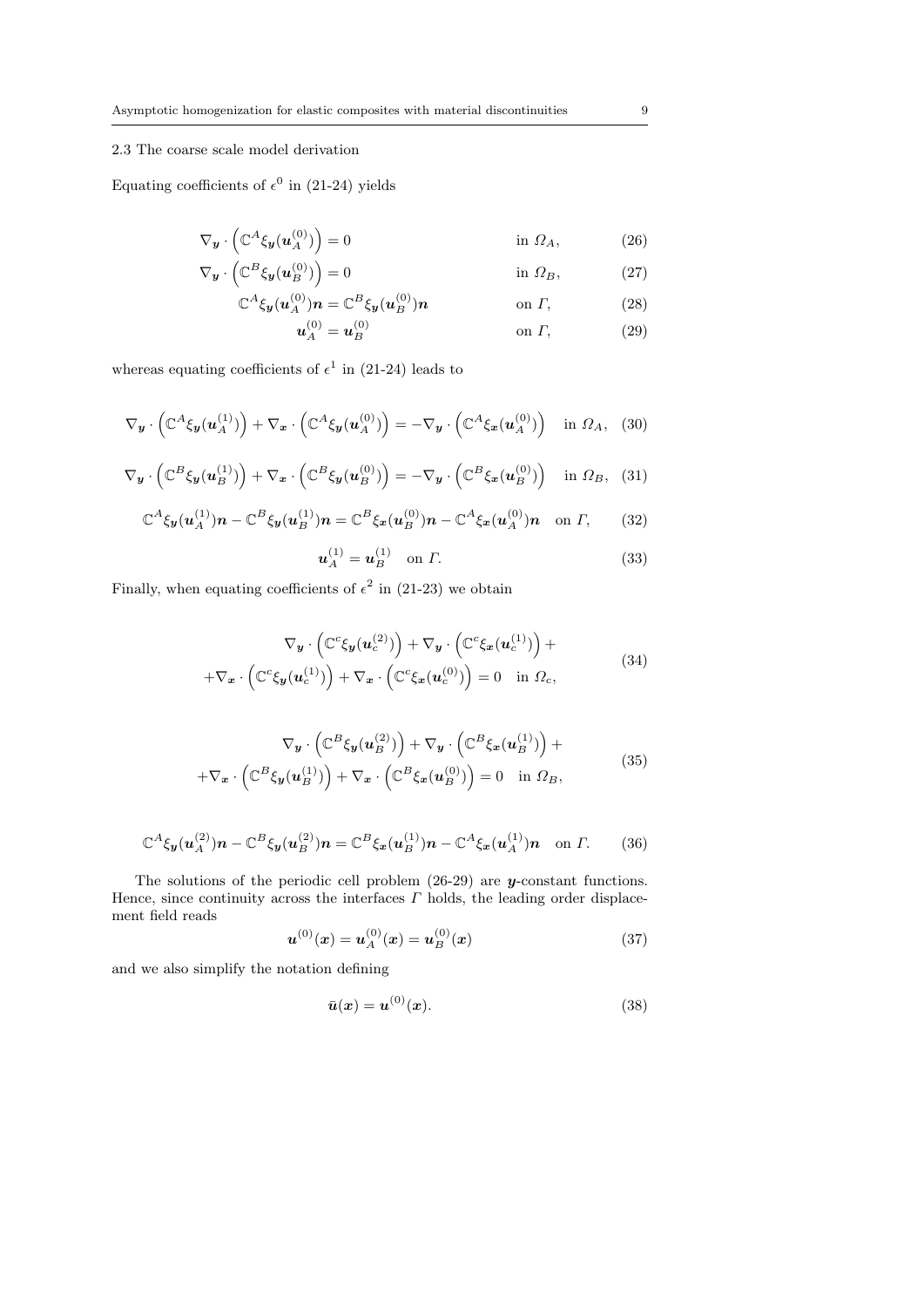### 2.3 The coarse scale model derivation

Equating coefficients of $\epsilon^0$ in (21-24) yields

$$\nabla_{\boldsymbol{y}} \cdot \left(\mathbb{C}^A \xi_{\boldsymbol{y}}(\boldsymbol{u}_A^{(0)})\right) = 0 \qquad \text{in } \Omega_A, \tag{26}$$

$$\nabla_{\boldsymbol{y}} \cdot \left(\mathbb{C}^B \xi_{\boldsymbol{y}}(\boldsymbol{u}_B^{(0)})\right) = 0 \qquad \text{in } \Omega_B, \tag{27}$$

$$\mathbb{C}^A \xi_{\boldsymbol{y}}(\boldsymbol{u}_A^{(0)})\boldsymbol{n} = \mathbb{C}^B \xi_{\boldsymbol{y}}(\boldsymbol{u}_B^{(0)})\boldsymbol{n} \qquad \text{on } \Gamma, \tag{28}$$

$$\boldsymbol{u}_A^{(0)} = \boldsymbol{u}_B^{(0)} \qquad \text{on } \Gamma, \tag{29}$$

whereas equating coefficients of $\epsilon^1$ in (21-24) leads to

$$\nabla_{\boldsymbol{y}} \cdot \left(\mathbb{C}^A \xi_{\boldsymbol{y}}(\boldsymbol{u}_A^{(1)})\right) + \nabla_{\boldsymbol{x}} \cdot \left(\mathbb{C}^A \xi_{\boldsymbol{y}}(\boldsymbol{u}_A^{(0)})\right) = -\nabla_{\boldsymbol{y}} \cdot \left(\mathbb{C}^A \xi_{\boldsymbol{x}}(\boldsymbol{u}_A^{(0)})\right) \quad \text{in } \Omega_A, \tag{30}$$

$$\nabla_{\boldsymbol{y}} \cdot \left(\mathbb{C}^B \xi_{\boldsymbol{y}}(\boldsymbol{u}_B^{(1)})\right) + \nabla_{\boldsymbol{x}} \cdot \left(\mathbb{C}^B \xi_{\boldsymbol{y}}(\boldsymbol{u}_B^{(0)})\right) = -\nabla_{\boldsymbol{y}} \cdot \left(\mathbb{C}^B \xi_{\boldsymbol{x}}(\boldsymbol{u}_B^{(0)})\right) \quad \text{in } \Omega_B, \tag{31}$$

$$\mathbb{C}^A \xi_{\boldsymbol{y}}(\boldsymbol{u}_A^{(1)})\boldsymbol{n} - \mathbb{C}^B \xi_{\boldsymbol{y}}(\boldsymbol{u}_B^{(1)})\boldsymbol{n} = \mathbb{C}^B \xi_{\boldsymbol{x}}(\boldsymbol{u}_B^{(0)})\boldsymbol{n} - \mathbb{C}^A \xi_{\boldsymbol{x}}(\boldsymbol{u}_A^{(0)})\boldsymbol{n} \quad \text{on } \Gamma, \tag{32}$$

$$\boldsymbol{u}_A^{(1)} = \boldsymbol{u}_B^{(1)} \quad \text{on } \Gamma. \tag{33}$$

Finally, when equating coefficients of $\epsilon^2$ in (21-23) we obtain

$$\begin{aligned} &\nabla_{\boldsymbol{y}} \cdot \left(\mathbb{C}^c \xi_{\boldsymbol{y}}(\boldsymbol{u}_c^{(2)})\right) + \nabla_{\boldsymbol{y}} \cdot \left(\mathbb{C}^c \xi_{\boldsymbol{x}}(\boldsymbol{u}_c^{(1)})\right) + \\ &+ \nabla_{\boldsymbol{x}} \cdot \left(\mathbb{C}^c \xi_{\boldsymbol{y}}(\boldsymbol{u}_c^{(1)})\right) + \nabla_{\boldsymbol{x}} \cdot \left(\mathbb{C}^c \xi_{\boldsymbol{x}}(\boldsymbol{u}_c^{(0)})\right) = 0 \quad \text{in } \Omega_c, \end{aligned} \tag{34}$$

$$\begin{aligned} &\nabla_{\boldsymbol{y}} \cdot \left(\mathbb{C}^B \xi_{\boldsymbol{y}}(\boldsymbol{u}_B^{(2)})\right) + \nabla_{\boldsymbol{y}} \cdot \left(\mathbb{C}^B \xi_{\boldsymbol{x}}(\boldsymbol{u}_B^{(1)})\right) + \\ &+ \nabla_{\boldsymbol{x}} \cdot \left(\mathbb{C}^B \xi_{\boldsymbol{y}}(\boldsymbol{u}_B^{(1)})\right) + \nabla_{\boldsymbol{x}} \cdot \left(\mathbb{C}^B \xi_{\boldsymbol{x}}(\boldsymbol{u}_B^{(0)})\right) = 0 \quad \text{in } \Omega_B, \end{aligned} \tag{35}$$

$$\mathbb{C}^A \xi_{\boldsymbol{y}}(\boldsymbol{u}_A^{(2)})\boldsymbol{n} - \mathbb{C}^B \xi_{\boldsymbol{y}}(\boldsymbol{u}_B^{(2)})\boldsymbol{n} = \mathbb{C}^B \xi_{\boldsymbol{x}}(\boldsymbol{u}_B^{(1)})\boldsymbol{n} - \mathbb{C}^A \xi_{\boldsymbol{x}}(\boldsymbol{u}_A^{(1)})\boldsymbol{n} \quad \text{on } \Gamma. \tag{36}$$

The solutions of the periodic cell problem (26-29) are $\boldsymbol{y}$-constant functions. Hence, since continuity across the interfaces $\Gamma$ holds, the leading order displacement field reads

$$\boldsymbol{u}^{(0)}(\boldsymbol{x}) = \boldsymbol{u}_A^{(0)}(\boldsymbol{x}) = \boldsymbol{u}_B^{(0)}(\boldsymbol{x}) \tag{37}$$

and we also simplify the notation defining

$$\bar{\boldsymbol{u}}(\boldsymbol{x}) = \boldsymbol{u}^{(0)}(\boldsymbol{x}). \tag{38}$$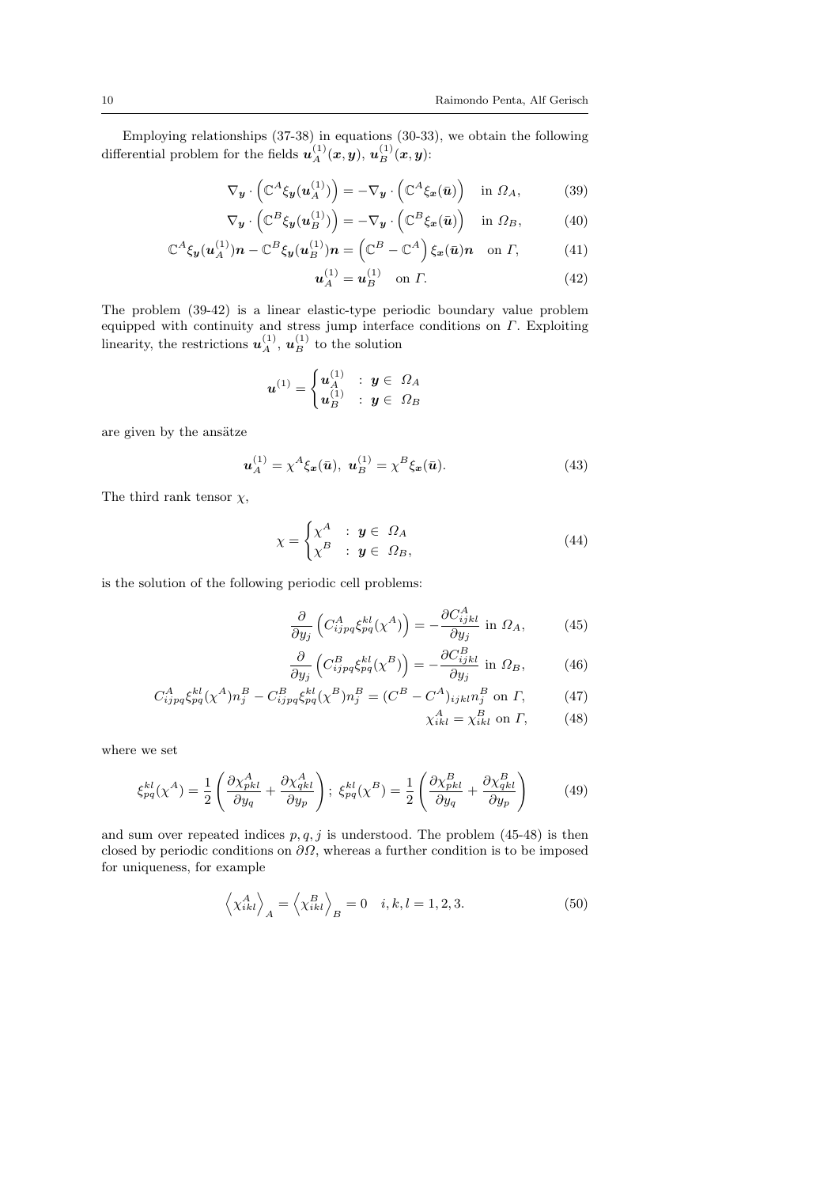Employing relationships (37-38) in equations (30-33), we obtain the following differential problem for the fields $\boldsymbol{u}_A^{(1)}(\boldsymbol{x},\boldsymbol{y})$, $\boldsymbol{u}_B^{(1)}(\boldsymbol{x},\boldsymbol{y})$:

$$\nabla_{\boldsymbol{y}} \cdot \left(\mathbb{C}^A \xi_{\boldsymbol{y}}(\boldsymbol{u}_A^{(1)})\right) = -\nabla_{\boldsymbol{y}} \cdot \left(\mathbb{C}^A \xi_{\boldsymbol{x}}(\bar{\boldsymbol{u}})\right) \quad \text{in } \Omega_A, \tag{39}$$

$$\nabla_{\boldsymbol{y}} \cdot \left(\mathbb{C}^B \xi_{\boldsymbol{y}}(\boldsymbol{u}_B^{(1)})\right) = -\nabla_{\boldsymbol{y}} \cdot \left(\mathbb{C}^B \xi_{\boldsymbol{x}}(\bar{\boldsymbol{u}})\right) \quad \text{in } \Omega_B, \tag{40}$$

$$\mathbb{C}^A \xi_{\boldsymbol{y}}(\boldsymbol{u}_A^{(1)})\boldsymbol{n} - \mathbb{C}^B \xi_{\boldsymbol{y}}(\boldsymbol{u}_B^{(1)})\boldsymbol{n} = \left(\mathbb{C}^B - \mathbb{C}^A\right) \xi_{\boldsymbol{x}}(\bar{\boldsymbol{u}})\boldsymbol{n} \quad \text{on } \Gamma, \tag{41}$$

$$\boldsymbol{u}_A^{(1)} = \boldsymbol{u}_B^{(1)} \quad \text{on } \Gamma. \tag{42}$$

The problem (39-42) is a linear elastic-type periodic boundary value problem equipped with continuity and stress jump interface conditions on $\Gamma$. Exploiting linearity, the restrictions $\boldsymbol{u}_A^{(1)}$, $\boldsymbol{u}_B^{(1)}$ to the solution

$$\boldsymbol{u}^{(1)} = \begin{cases} \boldsymbol{u}_A^{(1)} & : \boldsymbol{y} \in \Omega_A \\ \boldsymbol{u}_B^{(1)} & : \boldsymbol{y} \in \Omega_B \end{cases}$$

are given by the ansätze

$$\boldsymbol{u}_A^{(1)} = \chi^A \xi_{\boldsymbol{x}}(\bar{\boldsymbol{u}}), \ \boldsymbol{u}_B^{(1)} = \chi^B \xi_{\boldsymbol{x}}(\bar{\boldsymbol{u}}). \tag{43}$$

The third rank tensor $\chi$,

$$\chi = \begin{cases} \chi^A & : \boldsymbol{y} \in \Omega_A \\ \chi^B & : \boldsymbol{y} \in \Omega_B, \end{cases} \tag{44}$$

is the solution of the following periodic cell problems:

$$\frac{\partial}{\partial y_j}\left(C^A_{ijpq}\xi^{kl}_{pq}(\chi^A)\right) = -\frac{\partial C^A_{ijkl}}{\partial y_j} \text{ in } \Omega_A, \tag{45}$$

$$\frac{\partial}{\partial y_j}\left(C^B_{ijpq}\xi^{kl}_{pq}(\chi^B)\right) = -\frac{\partial C^B_{ijkl}}{\partial y_j} \text{ in } \Omega_B, \tag{46}$$

$$C^A_{ijpq}\xi^{kl}_{pq}(\chi^A)n^B_j - C^B_{ijpq}\xi^{kl}_{pq}(\chi^B)n^B_j = (C^B - C^A)_{ijkl}n^B_j \text{ on } \Gamma, \tag{47}$$

$$\chi^A_{ikl} = \chi^B_{ikl} \text{ on } \Gamma, \tag{48}$$

where we set

$$\xi^{kl}_{pq}(\chi^A) = \frac{1}{2}\left(\frac{\partial \chi^A_{pkl}}{\partial y_q} + \frac{\partial \chi^A_{qkl}}{\partial y_p}\right); \ \xi^{kl}_{pq}(\chi^B) = \frac{1}{2}\left(\frac{\partial \chi^B_{pkl}}{\partial y_q} + \frac{\partial \chi^B_{qkl}}{\partial y_p}\right) \tag{49}$$

and sum over repeated indices $p, q, j$ is understood. The problem (45-48) is then closed by periodic conditions on $\partial\Omega$, whereas a further condition is to be imposed for uniqueness, for example

$$\left\langle \chi^A_{ikl} \right\rangle_A = \left\langle \chi^B_{ikl} \right\rangle_B = 0 \quad i, k, l = 1, 2, 3. \tag{50}$$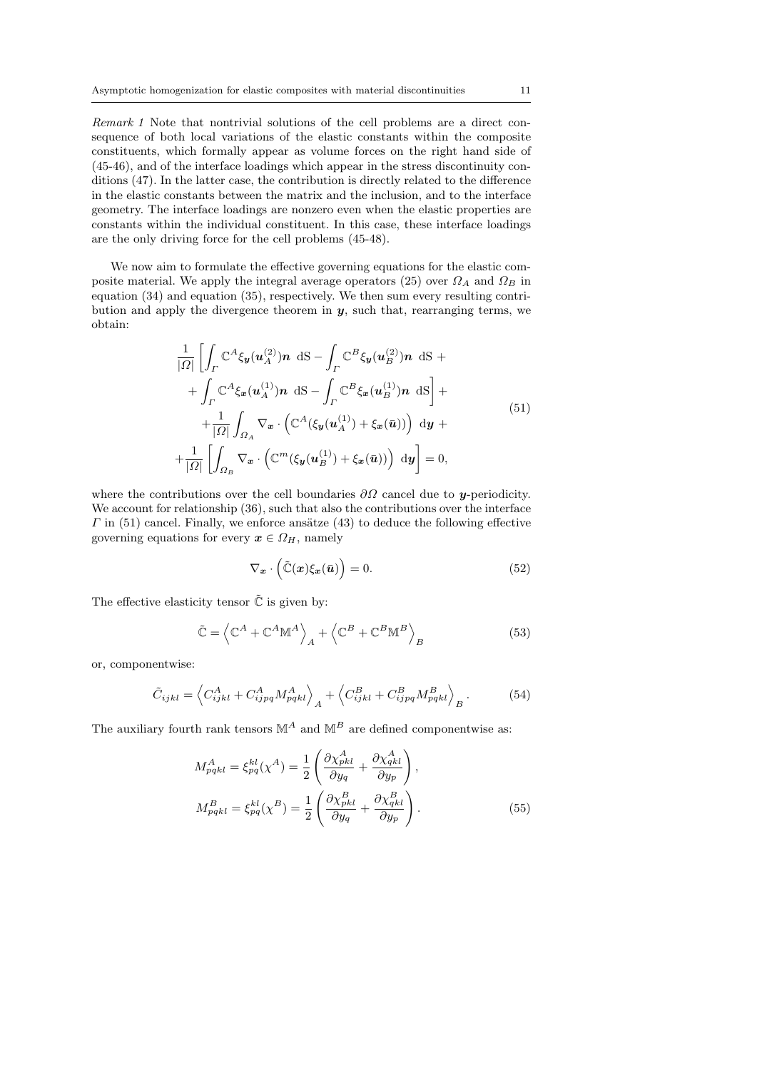*Remark 1* Note that nontrivial solutions of the cell problems are a direct consequence of both local variations of the elastic constants within the composite constituents, which formally appear as volume forces on the right hand side of (45-46), and of the interface loadings which appear in the stress discontinuity conditions (47). In the latter case, the contribution is directly related to the difference in the elastic constants between the matrix and the inclusion, and to the interface geometry. The interface loadings are nonzero even when the elastic properties are constants within the individual constituent. In this case, these interface loadings are the only driving force for the cell problems (45-48).

We now aim to formulate the effective governing equations for the elastic composite material. We apply the integral average operators (25) over $\Omega_A$ and $\Omega_B$ in equation (34) and equation (35), respectively. We then sum every resulting contribution and apply the divergence theorem in $\boldsymbol{y}$, such that, rearranging terms, we obtain:

$$
\begin{aligned}
&\frac{1}{|\Omega|}\left[\int_{\Gamma} \mathbb{C}^A \xi_{\boldsymbol{y}}(\boldsymbol{u}_A^{(2)})\boldsymbol{n}\ \mathrm{dS} - \int_{\Gamma} \mathbb{C}^B \xi_{\boldsymbol{y}}(\boldsymbol{u}_B^{(2)})\boldsymbol{n}\ \mathrm{dS} + \right.\\
&\quad \left. + \int_{\Gamma} \mathbb{C}^A \xi_{\boldsymbol{x}}(\boldsymbol{u}_A^{(1)})\boldsymbol{n}\ \mathrm{dS} - \int_{\Gamma} \mathbb{C}^B \xi_{\boldsymbol{x}}(\boldsymbol{u}_B^{(1)})\boldsymbol{n}\ \mathrm{dS}\right] + \\
&\quad + \frac{1}{|\Omega|}\int_{\Omega_A} \nabla_{\boldsymbol{x}} \cdot \left(\mathbb{C}^A(\xi_{\boldsymbol{y}}(\boldsymbol{u}_A^{(1)}) + \xi_{\boldsymbol{x}}(\bar{\boldsymbol{u}}))\right)\ \mathrm{d}\boldsymbol{y} + \\
&+ \frac{1}{|\Omega|}\left[\int_{\Omega_B} \nabla_{\boldsymbol{x}} \cdot \left(\mathbb{C}^m(\xi_{\boldsymbol{y}}(\boldsymbol{u}_B^{(1)}) + \xi_{\boldsymbol{x}}(\bar{\boldsymbol{u}}))\right)\ \mathrm{d}\boldsymbol{y}\right] = 0,
\end{aligned}
\tag{51}
$$

where the contributions over the cell boundaries $\partial\Omega$ cancel due to $\boldsymbol{y}$-periodicity. We account for relationship (36), such that also the contributions over the interface $\Gamma$ in (51) cancel. Finally, we enforce ansätze (43) to deduce the following effective governing equations for every $\boldsymbol{x} \in \Omega_H$, namely

$$
\nabla_{\boldsymbol{x}} \cdot \left(\tilde{\mathbb{C}}(\boldsymbol{x})\xi_{\boldsymbol{x}}(\bar{\boldsymbol{u}})\right) = 0. \tag{52}
$$

The effective elasticity tensor $\tilde{\mathbb{C}}$ is given by:

$$
\tilde{\mathbb{C}} = \left\langle \mathbb{C}^A + \mathbb{C}^A\mathbb{M}^A \right\rangle_A + \left\langle \mathbb{C}^B + \mathbb{C}^B\mathbb{M}^B \right\rangle_B \tag{53}
$$

or, componentwise:

$$
\tilde{C}_{ijkl} = \left\langle C^A_{ijkl} + C^A_{ijpq}M^A_{pqkl} \right\rangle_A + \left\langle C^B_{ijkl} + C^B_{ijpq}M^B_{pqkl} \right\rangle_B. \tag{54}
$$

The auxiliary fourth rank tensors $\mathbb{M}^A$ and $\mathbb{M}^B$ are defined componentwise as:

$$
\begin{aligned}
M^A_{pqkl} &= \xi^{kl}_{pq}(\chi^A) = \frac{1}{2}\left(\frac{\partial \chi^A_{pkl}}{\partial y_q} + \frac{\partial \chi^A_{qkl}}{\partial y_p}\right), \\
M^B_{pqkl} &= \xi^{kl}_{pq}(\chi^B) = \frac{1}{2}\left(\frac{\partial \chi^B_{pkl}}{\partial y_q} + \frac{\partial \chi^B_{qkl}}{\partial y_p}\right).
\end{aligned}
\tag{55}
$$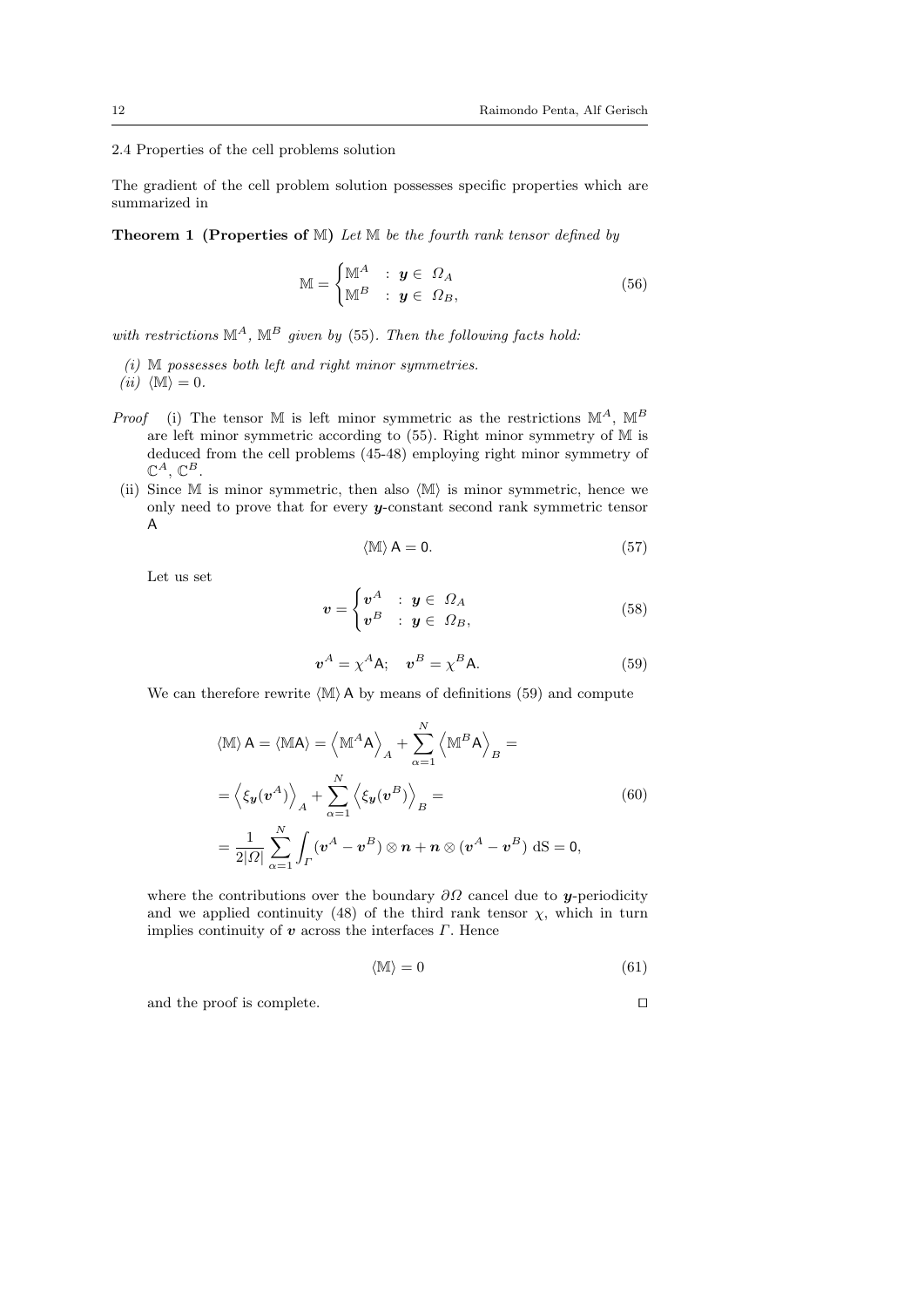### 2.4 Properties of the cell problems solution

The gradient of the cell problem solution possesses specific properties which are summarized in

**Theorem 1 (Properties of $\mathbb{M}$)** *Let $\mathbb{M}$ be the fourth rank tensor defined by*

$$\mathbb{M} = \begin{cases} \mathbb{M}^A & : \boldsymbol{y} \in \ \Omega_A \\ \mathbb{M}^B & : \boldsymbol{y} \in \ \Omega_B, \end{cases} \tag{56}$$

*with restrictions $\mathbb{M}^A$, $\mathbb{M}^B$ given by (55). Then the following facts hold:*

*(i) $\mathbb{M}$ possesses both left and right minor symmetries.*
*(ii) $\langle \mathbb{M} \rangle = 0$.*

*Proof* (i) The tensor $\mathbb{M}$ is left minor symmetric as the restrictions $\mathbb{M}^A$, $\mathbb{M}^B$ are left minor symmetric according to (55). Right minor symmetry of $\mathbb{M}$ is deduced from the cell problems (45-48) employing right minor symmetry of $\mathbb{C}^A$, $\mathbb{C}^B$.

(ii) Since $\mathbb{M}$ is minor symmetric, then also $\langle \mathbb{M} \rangle$ is minor symmetric, hence we only need to prove that for every $\boldsymbol{y}$-constant second rank symmetric tensor $\mathsf{A}$

$$\langle \mathbb{M} \rangle \, \mathsf{A} = \mathsf{0}. \tag{57}$$

Let us set

$$\boldsymbol{v} = \begin{cases} \boldsymbol{v}^A & : \boldsymbol{y} \in \ \Omega_A \\ \boldsymbol{v}^B & : \boldsymbol{y} \in \ \Omega_B, \end{cases} \tag{58}$$

$$\boldsymbol{v}^A = \chi^A \mathsf{A}; \quad \boldsymbol{v}^B = \chi^B \mathsf{A}. \tag{59}$$

We can therefore rewrite $\langle \mathbb{M} \rangle \, \mathsf{A}$ by means of definitions (59) and compute

$$\begin{aligned}
\langle \mathbb{M} \rangle \, \mathsf{A} = \langle \mathbb{M} \mathsf{A} \rangle &= \left\langle \mathbb{M}^A \mathsf{A} \right\rangle_A + \sum_{\alpha=1}^{N} \left\langle \mathbb{M}^B \mathsf{A} \right\rangle_B = \\
&= \left\langle \xi_{\boldsymbol{y}}(\boldsymbol{v}^A) \right\rangle_A + \sum_{\alpha=1}^{N} \left\langle \xi_{\boldsymbol{y}}(\boldsymbol{v}^B) \right\rangle_B = \\
&= \frac{1}{2|\Omega|} \sum_{\alpha=1}^{N} \int_{\Gamma} (\boldsymbol{v}^A - \boldsymbol{v}^B) \otimes \boldsymbol{n} + \boldsymbol{n} \otimes (\boldsymbol{v}^A - \boldsymbol{v}^B) \, \mathrm{dS} = \mathsf{0},
\end{aligned} \tag{60}$$

where the contributions over the boundary $\partial\Omega$ cancel due to $\boldsymbol{y}$-periodicity and we applied continuity (48) of the third rank tensor $\chi$, which in turn implies continuity of $\boldsymbol{v}$ across the interfaces $\Gamma$. Hence

$$\langle \mathbb{M} \rangle = 0 \tag{61}$$

and the proof is complete. □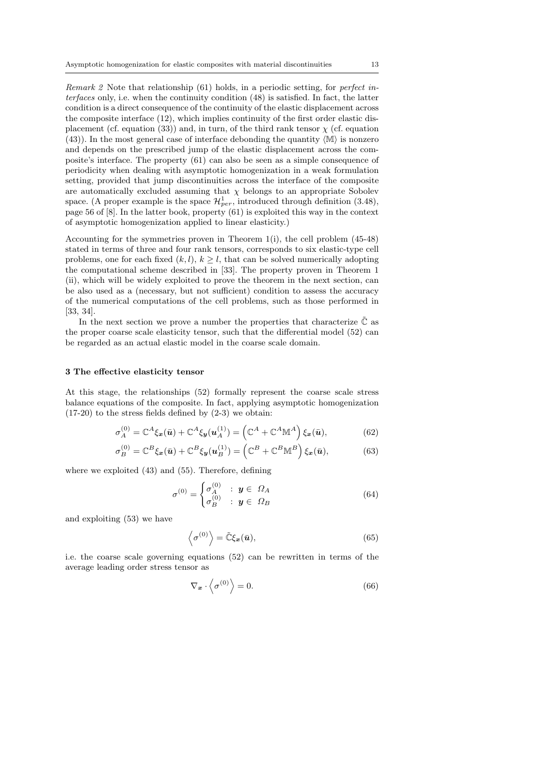*Remark 2* Note that relationship (61) holds, in a periodic setting, for *perfect interfaces* only, i.e. when the continuity condition (48) is satisfied. In fact, the latter condition is a direct consequence of the continuity of the elastic displacement across the composite interface (12), which implies continuity of the first order elastic displacement (cf. equation (33)) and, in turn, of the third rank tensor $\chi$ (cf. equation (43)). In the most general case of interface debonding the quantity $\langle \mathbb{M} \rangle$ is nonzero and depends on the prescribed jump of the elastic displacement across the composite's interface. The property (61) can also be seen as a simple consequence of periodicity when dealing with asymptotic homogenization in a weak formulation setting, provided that jump discontinuities across the interface of the composite are automatically excluded assuming that $\chi$ belongs to an appropriate Sobolev space. (A proper example is the space $\mathcal{H}^1_{per}$, introduced through definition (3.48), page 56 of [8]. In the latter book, property (61) is exploited this way in the context of asymptotic homogenization applied to linear elasticity.)

Accounting for the symmetries proven in Theorem 1(i), the cell problem (45-48) stated in terms of three and four rank tensors, corresponds to six elastic-type cell problems, one for each fixed $(k,l)$, $k \geq l$, that can be solved numerically adopting the computational scheme described in [33]. The property proven in Theorem 1 (ii), which will be widely exploited to prove the theorem in the next section, can be also used as a (necessary, but not sufficient) condition to assess the accuracy of the numerical computations of the cell problems, such as those performed in [33, 34].

In the next section we prove a number the properties that characterize $\tilde{\mathbb{C}}$ as the proper coarse scale elasticity tensor, such that the differential model (52) can be regarded as an actual elastic model in the coarse scale domain.

## 3 The effective elasticity tensor

At this stage, the relationships (52) formally represent the coarse scale stress balance equations of the composite. In fact, applying asymptotic homogenization (17-20) to the stress fields defined by (2-3) we obtain:

$$\sigma_A^{(0)} = \mathbb{C}^A \xi_{\boldsymbol{x}}(\bar{\boldsymbol{u}}) + \mathbb{C}^A \xi_{\boldsymbol{y}}(\boldsymbol{u}_A^{(1)}) = \left( \mathbb{C}^A + \mathbb{C}^A \mathbb{M}^A \right) \xi_{\boldsymbol{x}}(\bar{\boldsymbol{u}}), \tag{62}$$

$$\sigma_B^{(0)} = \mathbb{C}^B \xi_{\boldsymbol{x}}(\bar{\boldsymbol{u}}) + \mathbb{C}^B \xi_{\boldsymbol{y}}(\boldsymbol{u}_B^{(1)}) = \left( \mathbb{C}^B + \mathbb{C}^B \mathbb{M}^B \right) \xi_{\boldsymbol{x}}(\bar{\boldsymbol{u}}), \tag{63}$$

where we exploited (43) and (55). Therefore, defining

$$\sigma^{(0)} = \begin{cases} \sigma_A^{(0)} & : \ \boldsymbol{y} \in \ \Omega_A \\ \sigma_B^{(0)} & : \ \boldsymbol{y} \in \ \Omega_B \end{cases} \tag{64}$$

and exploiting (53) we have

$$\left\langle \sigma^{(0)} \right\rangle = \tilde{\mathbb{C}} \xi_{\boldsymbol{x}}(\bar{\boldsymbol{u}}), \tag{65}$$

i.e. the coarse scale governing equations (52) can be rewritten in terms of the average leading order stress tensor as

$$\nabla_{\boldsymbol{x}} \cdot \left\langle \sigma^{(0)} \right\rangle = 0. \tag{66}$$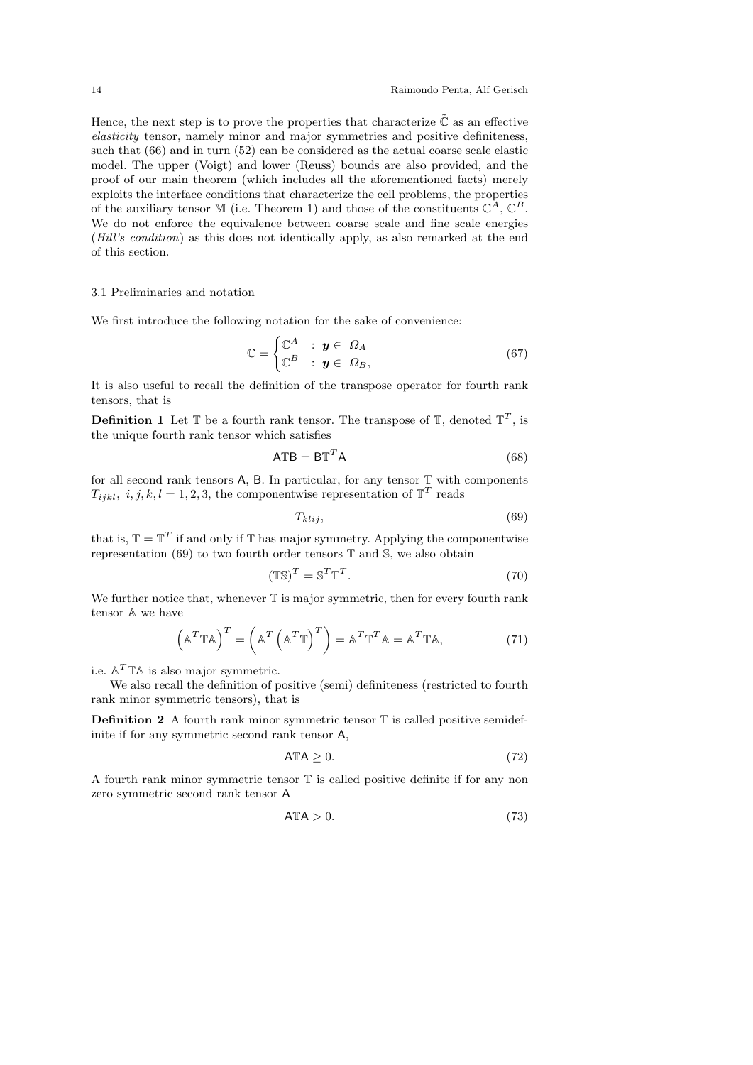Hence, the next step is to prove the properties that characterize $\tilde{\mathbb{C}}$ as an effective *elasticity* tensor, namely minor and major symmetries and positive definiteness, such that (66) and in turn (52) can be considered as the actual coarse scale elastic model. The upper (Voigt) and lower (Reuss) bounds are also provided, and the proof of our main theorem (which includes all the aforementioned facts) merely exploits the interface conditions that characterize the cell problems, the properties of the auxiliary tensor $\mathbb{M}$ (i.e. Theorem 1) and those of the constituents $\mathbb{C}^A$, $\mathbb{C}^B$. We do not enforce the equivalence between coarse scale and fine scale energies (*Hill's condition*) as this does not identically apply, as also remarked at the end of this section.

## 3.1 Preliminaries and notation

We first introduce the following notation for the sake of convenience:

$$\mathbb{C} = \begin{cases} \mathbb{C}^A & : \boldsymbol{y} \in \ \Omega_A \\ \mathbb{C}^B & : \boldsymbol{y} \in \ \Omega_B, \end{cases} \tag{67}$$

It is also useful to recall the definition of the transpose operator for fourth rank tensors, that is

**Definition 1** Let $\mathbb{T}$ be a fourth rank tensor. The transpose of $\mathbb{T}$, denoted $\mathbb{T}^T$, is the unique fourth rank tensor which satisfies

$$\mathsf{A}\mathbb{T}\mathsf{B} = \mathsf{B}\mathbb{T}^T\mathsf{A} \tag{68}$$

for all second rank tensors $\mathsf{A}$, $\mathsf{B}$. In particular, for any tensor $\mathbb{T}$ with components $T_{ijkl},\ i,j,k,l = 1,2,3$, the componentwise representation of $\mathbb{T}^T$ reads

$$T_{klij}, \tag{69}$$

that is, $\mathbb{T} = \mathbb{T}^T$ if and only if $\mathbb{T}$ has major symmetry. Applying the componentwise representation (69) to two fourth order tensors $\mathbb{T}$ and $\mathbb{S}$, we also obtain

$$(\mathbb{T}\mathbb{S})^T = \mathbb{S}^T\mathbb{T}^T. \tag{70}$$

We further notice that, whenever $\mathbb{T}$ is major symmetric, then for every fourth rank tensor $\mathbb{A}$ we have

$$\left(\mathbb{A}^T\mathbb{T}\mathbb{A}\right)^T = \left(\mathbb{A}^T\left(\mathbb{A}^T\mathbb{T}\right)^T\right) = \mathbb{A}^T\mathbb{T}^T\mathbb{A} = \mathbb{A}^T\mathbb{T}\mathbb{A}, \tag{71}$$

i.e. $\mathbb{A}^T\mathbb{T}\mathbb{A}$ is also major symmetric.

We also recall the definition of positive (semi) definiteness (restricted to fourth rank minor symmetric tensors), that is

**Definition 2** A fourth rank minor symmetric tensor $\mathbb{T}$ is called positive semidefinite if for any symmetric second rank tensor $\mathsf{A}$,

$$\mathsf{A}\mathbb{T}\mathsf{A} \geq 0. \tag{72}$$

A fourth rank minor symmetric tensor $\mathbb{T}$ is called positive definite if for any non zero symmetric second rank tensor $\mathsf{A}$

$$\mathsf{A}\mathbb{T}\mathsf{A} > 0. \tag{73}$$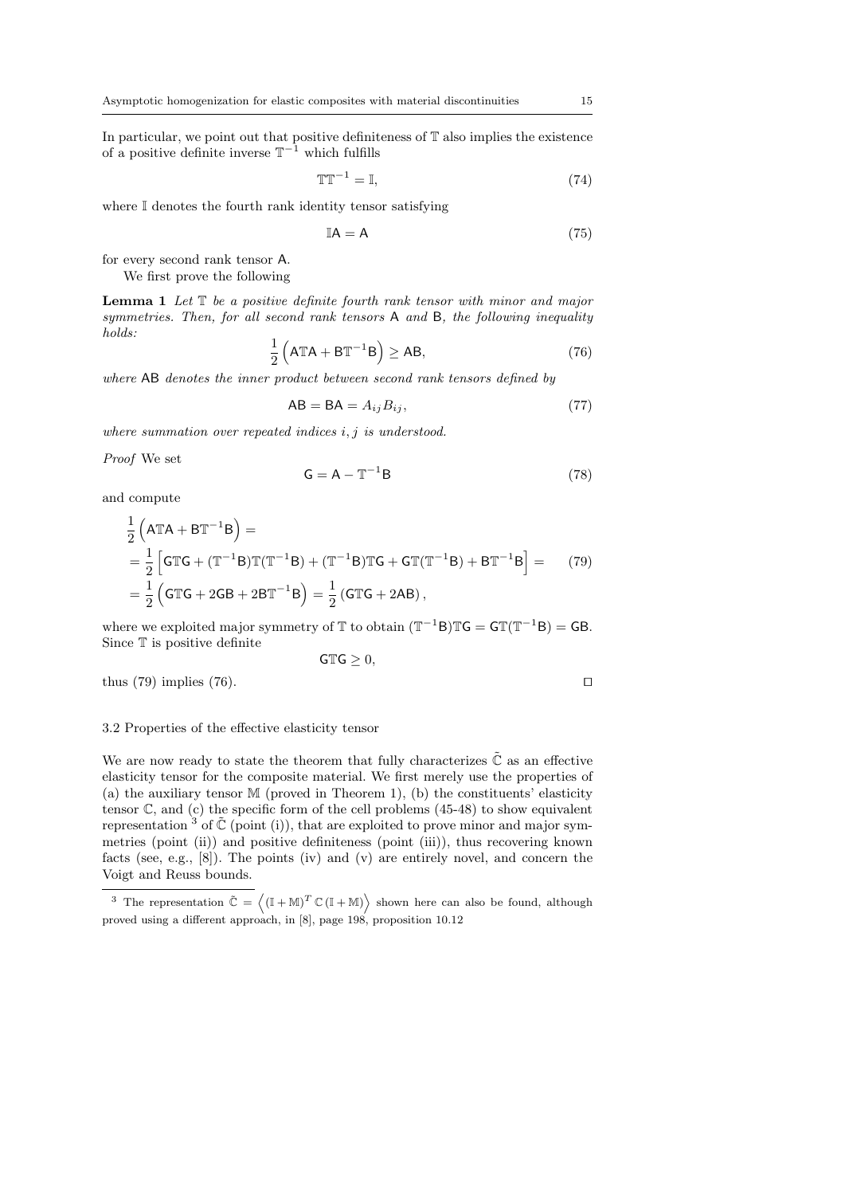In particular, we point out that positive definiteness of $\mathbb{T}$ also implies the existence of a positive definite inverse $\mathbb{T}^{-1}$ which fulfills

$$\mathbb{T}\mathbb{T}^{-1} = \mathbb{I}, \tag{74}$$

where $\mathbb{I}$ denotes the fourth rank identity tensor satisfying

$$\mathbb{I}\mathsf{A} = \mathsf{A} \tag{75}$$

for every second rank tensor $\mathsf{A}$.

We first prove the following

**Lemma 1** *Let $\mathbb{T}$ be a positive definite fourth rank tensor with minor and major symmetries. Then, for all second rank tensors $\mathsf{A}$ and $\mathsf{B}$, the following inequality holds:*

$$\frac{1}{2}\left(\mathsf{A}\mathbb{T}\mathsf{A} + \mathsf{B}\mathbb{T}^{-1}\mathsf{B}\right) \geq \mathsf{A}\mathsf{B}, \tag{76}$$

*where $\mathsf{AB}$ denotes the inner product between second rank tensors defined by*

$$\mathsf{AB} = \mathsf{BA} = A_{ij}B_{ij}, \tag{77}$$

*where summation over repeated indices $i, j$ is understood.*

*Proof* We set

$$\mathsf{G} = \mathsf{A} - \mathbb{T}^{-1}\mathsf{B} \tag{78}$$

and compute

$$\begin{aligned}
&\frac{1}{2}\left(\mathsf{A}\mathbb{T}\mathsf{A} + \mathsf{B}\mathbb{T}^{-1}\mathsf{B}\right) = \\
&= \frac{1}{2}\left[\mathsf{G}\mathbb{T}\mathsf{G} + (\mathbb{T}^{-1}\mathsf{B})\mathbb{T}(\mathbb{T}^{-1}\mathsf{B}) + (\mathbb{T}^{-1}\mathsf{B})\mathbb{T}\mathsf{G} + \mathsf{G}\mathbb{T}(\mathbb{T}^{-1}\mathsf{B}) + \mathsf{B}\mathbb{T}^{-1}\mathsf{B}\right] = \\
&= \frac{1}{2}\left(\mathsf{G}\mathbb{T}\mathsf{G} + 2\mathsf{G}\mathsf{B} + 2\mathsf{B}\mathbb{T}^{-1}\mathsf{B}\right) = \frac{1}{2}\left(\mathsf{G}\mathbb{T}\mathsf{G} + 2\mathsf{A}\mathsf{B}\right),
\end{aligned} \tag{79}$$

where we exploited major symmetry of $\mathbb{T}$ to obtain $(\mathbb{T}^{-1}\mathsf{B})\mathbb{T}\mathsf{G} = \mathsf{G}\mathbb{T}(\mathbb{T}^{-1}\mathsf{B}) = \mathsf{G}\mathsf{B}$. Since $\mathbb{T}$ is positive definite

$$\mathsf{G}\mathbb{T}\mathsf{G} \geq 0,$$

thus (79) implies (76). □

### 3.2 Properties of the effective elasticity tensor

We are now ready to state the theorem that fully characterizes $\tilde{\mathbb{C}}$ as an effective elasticity tensor for the composite material. We first merely use the properties of (a) the auxiliary tensor $\mathbb{M}$ (proved in Theorem 1), (b) the constituents' elasticity tensor $\mathbb{C}$, and (c) the specific form of the cell problems (45-48) to show equivalent representation [3] of $\tilde{\mathbb{C}}$ (point (i)), that are exploited to prove minor and major symmetries (point (ii)) and positive definiteness (point (iii)), thus recovering known facts (see, e.g., [8]). The points (iv) and (v) are entirely novel, and concern the Voigt and Reuss bounds.

[3] The representation $\tilde{\mathbb{C}} = \left\langle (\mathbb{I} + \mathbb{M})^T \, \mathbb{C} \, (\mathbb{I} + \mathbb{M}) \right\rangle$ shown here can also be found, although proved using a different approach, in [8], page 198, proposition 10.12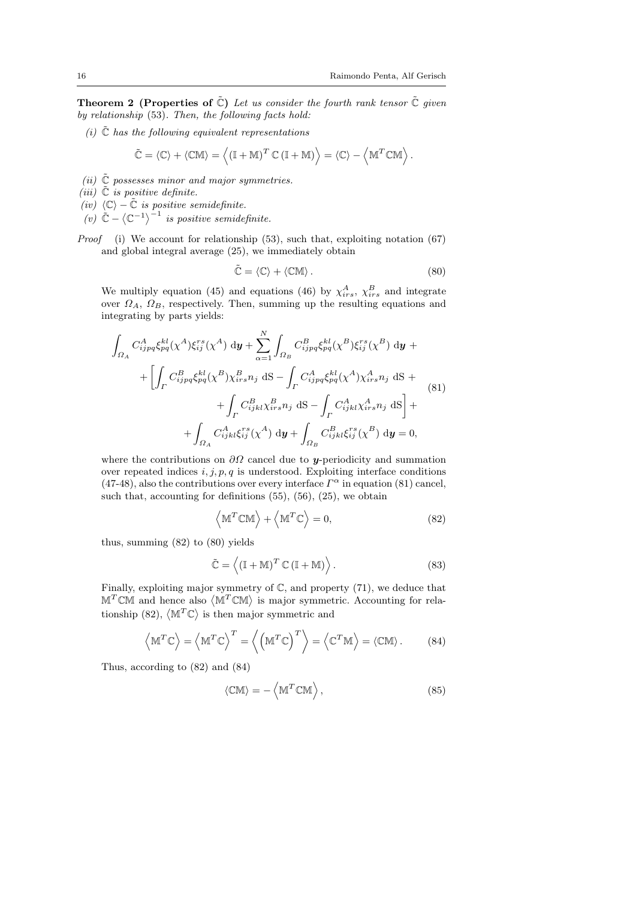**Theorem 2 (Properties of $\tilde{\mathbb{C}}$)** *Let us consider the fourth rank tensor $\tilde{\mathbb{C}}$ given by relationship* (53). *Then, the following facts hold:*

*(i)* $\tilde{\mathbb{C}}$ *has the following equivalent representations*

$$\tilde{\mathbb{C}} = \langle \mathbb{C} \rangle + \langle \mathbb{C}\mathbb{M} \rangle = \left\langle (\mathbb{I} + \mathbb{M})^T \, \mathbb{C} \, (\mathbb{I} + \mathbb{M}) \right\rangle = \langle \mathbb{C} \rangle - \left\langle \mathbb{M}^T \mathbb{C} \mathbb{M} \right\rangle .$$

*(ii)* $\tilde{\mathbb{C}}$ *possesses minor and major symmetries.*

*(iii)* $\tilde{\mathbb{C}}$ *is positive definite.*

*(iv)* $\langle \mathbb{C} \rangle - \tilde{\mathbb{C}}$ *is positive semidefinite.*

*(v)* $\tilde{\mathbb{C}} - \left\langle \mathbb{C}^{-1} \right\rangle^{-1}$ *is positive semidefinite.*

*Proof* (i) We account for relationship (53), such that, exploiting notation (67) and global integral average (25), we immediately obtain

$$\tilde{\mathbb{C}} = \langle \mathbb{C} \rangle + \langle \mathbb{C}\mathbb{M} \rangle . \tag{80}$$

We multiply equation (45) and equations (46) by $\chi^A_{irs}$, $\chi^B_{irs}$ and integrate over $\Omega_A$, $\Omega_B$, respectively. Then, summing up the resulting equations and integrating by parts yields:

$$\begin{aligned}
&\int_{\Omega_A} C^A_{ijpq} \xi^{kl}_{pq}(\chi^A) \xi^{rs}_{ij}(\chi^A) \; \mathrm{d}\boldsymbol{y} + \sum_{\alpha=1}^{N} \int_{\Omega_B} C^B_{ijpq} \xi^{kl}_{pq}(\chi^B) \xi^{rs}_{ij}(\chi^B) \; \mathrm{d}\boldsymbol{y} \; + \\
&\quad + \left[ \int_{\Gamma} C^B_{ijpq} \xi^{kl}_{pq}(\chi^B) \chi^B_{irs} n_j \; \mathrm{dS} - \int_{\Gamma} C^A_{ijpq} \xi^{kl}_{pq}(\chi^A) \chi^A_{irs} n_j \; \mathrm{dS} \; + \right. \\
&\quad\quad \left. + \int_{\Gamma} C^B_{ijkl} \chi^B_{irs} n_j \; \mathrm{dS} - \int_{\Gamma} C^A_{ijkl} \chi^A_{irs} n_j \; \mathrm{dS} \right] + \\
&\quad + \int_{\Omega_A} C^A_{ijkl} \xi^{rs}_{ij}(\chi^A) \; \mathrm{d}\boldsymbol{y} + \int_{\Omega_B} C^B_{ijkl} \xi^{rs}_{ij}(\chi^B) \; \mathrm{d}\boldsymbol{y} = 0,
\end{aligned} \tag{81}$$

where the contributions on $\partial\Omega$ cancel due to $\boldsymbol{y}$-periodicity and summation over repeated indices $i, j, p, q$ is understood. Exploiting interface conditions (47-48), also the contributions over every interface $\Gamma^\alpha$ in equation (81) cancel, such that, accounting for definitions (55), (56), (25), we obtain

$$\left\langle \mathbb{M}^T \mathbb{C} \mathbb{M} \right\rangle + \left\langle \mathbb{M}^T \mathbb{C} \right\rangle = 0, \tag{82}$$

thus, summing (82) to (80) yields

$$\tilde{\mathbb{C}} = \left\langle (\mathbb{I} + \mathbb{M})^T \, \mathbb{C} \, (\mathbb{I} + \mathbb{M}) \right\rangle . \tag{83}$$

Finally, exploiting major symmetry of $\mathbb{C}$, and property (71), we deduce that $\mathbb{M}^T \mathbb{C} \mathbb{M}$ and hence also $\left\langle \mathbb{M}^T \mathbb{C} \mathbb{M} \right\rangle$ is major symmetric. Accounting for relationship (82), $\left\langle \mathbb{M}^T \mathbb{C} \right\rangle$ is then major symmetric and

$$\left\langle \mathbb{M}^T \mathbb{C} \right\rangle = \left\langle \mathbb{M}^T \mathbb{C} \right\rangle^T = \left\langle \left( \mathbb{M}^T \mathbb{C} \right)^T \right\rangle = \left\langle \mathbb{C}^T \mathbb{M} \right\rangle = \langle \mathbb{C}\mathbb{M} \rangle . \tag{84}$$

Thus, according to (82) and (84)

$$\langle \mathbb{C}\mathbb{M} \rangle = - \left\langle \mathbb{M}^T \mathbb{C} \mathbb{M} \right\rangle , \tag{85}$$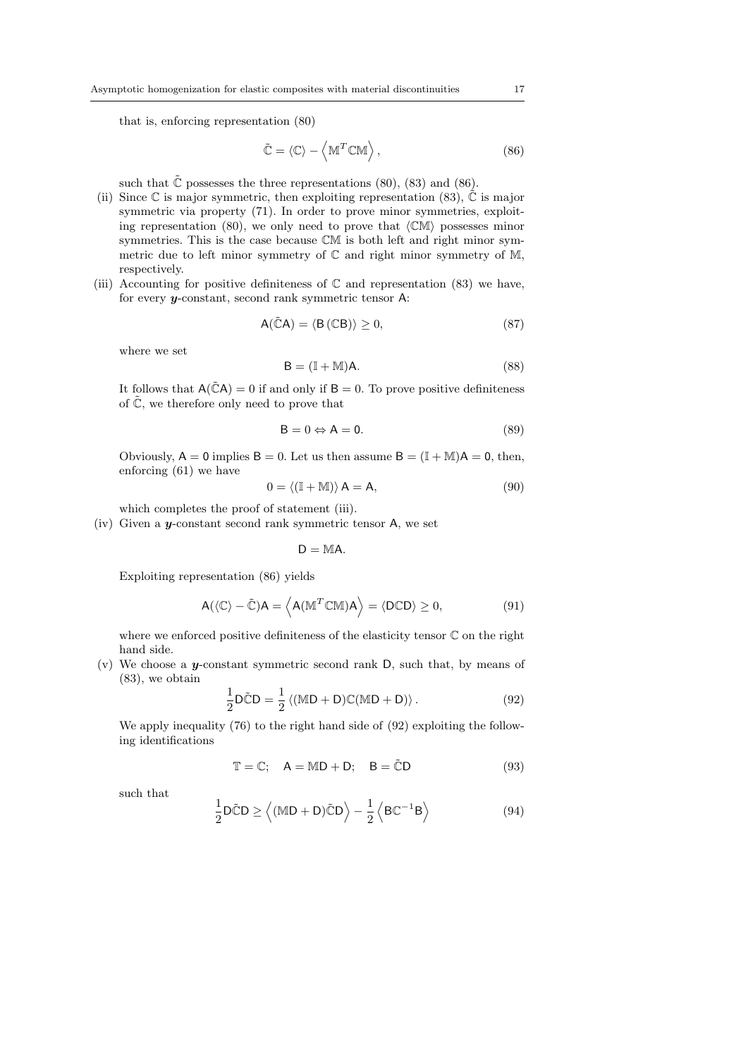that is, enforcing representation (80)

$$\tilde{\mathbb{C}} = \langle \mathbb{C} \rangle - \left\langle \mathbb{M}^T \mathbb{C} \mathbb{M} \right\rangle, \tag{86}$$

such that $\tilde{\mathbb{C}}$ possesses the three representations (80), (83) and (86).

(ii) Since $\mathbb{C}$ is major symmetric, then exploiting representation (83), $\tilde{\mathbb{C}}$ is major symmetric via property (71). In order to prove minor symmetries, exploiting representation (80), we only need to prove that $\langle \mathbb{C}\mathbb{M} \rangle$ possesses minor symmetries. This is the case because $\mathbb{C}\mathbb{M}$ is both left and right minor symmetric due to left minor symmetry of $\mathbb{C}$ and right minor symmetry of $\mathbb{M}$, respectively.

(iii) Accounting for positive definiteness of $\mathbb{C}$ and representation (83) we have, for every $\boldsymbol{y}$-constant, second rank symmetric tensor $\mathsf{A}$:

$$\mathsf{A}(\tilde{\mathbb{C}}\mathsf{A}) = \langle \mathsf{B}\,(\mathbb{C}\mathsf{B}) \rangle \geq 0, \tag{87}$$

where we set

$$\mathsf{B} = (\mathbb{I} + \mathbb{M})\mathsf{A}. \tag{88}$$

It follows that $\mathsf{A}(\tilde{\mathbb{C}}\mathsf{A}) = 0$ if and only if $\mathsf{B} = 0$. To prove positive definiteness of $\tilde{\mathbb{C}}$, we therefore only need to prove that

$$\mathsf{B} = 0 \Leftrightarrow \mathsf{A} = \mathsf{0}. \tag{89}$$

Obviously, $\mathsf{A} = \mathsf{0}$ implies $\mathsf{B} = 0$. Let us then assume $\mathsf{B} = (\mathbb{I} + \mathbb{M})\mathsf{A} = \mathsf{0}$, then, enforcing (61) we have

$$0 = \langle (\mathbb{I} + \mathbb{M}) \rangle\, \mathsf{A} = \mathsf{A}, \tag{90}$$

which completes the proof of statement (iii).

(iv) Given a $\boldsymbol{y}$-constant second rank symmetric tensor $\mathsf{A}$, we set

$$\mathsf{D} = \mathbb{M}\mathsf{A}.$$

Exploiting representation (86) yields

$$\mathsf{A}(\langle \mathbb{C} \rangle - \tilde{\mathbb{C}})\mathsf{A} = \left\langle \mathsf{A}(\mathbb{M}^T \mathbb{C} \mathbb{M})\mathsf{A} \right\rangle = \langle \mathsf{D}\mathbb{C}\mathsf{D} \rangle \geq 0, \tag{91}$$

where we enforced positive definiteness of the elasticity tensor $\mathbb{C}$ on the right hand side.

(v) We choose a $\boldsymbol{y}$-constant symmetric second rank $\mathsf{D}$, such that, by means of (83), we obtain

$$\frac{1}{2}\mathsf{D}\tilde{\mathbb{C}}\mathsf{D} = \frac{1}{2}\left\langle (\mathbb{M}\mathsf{D} + \mathsf{D})\mathbb{C}(\mathbb{M}\mathsf{D} + \mathsf{D}) \right\rangle. \tag{92}$$

We apply inequality (76) to the right hand side of (92) exploiting the following identifications

$$\mathbb{T} = \mathbb{C}; \quad \mathsf{A} = \mathbb{M}\mathsf{D} + \mathsf{D}; \quad \mathsf{B} = \tilde{\mathbb{C}}\mathsf{D} \tag{93}$$

such that

$$\frac{1}{2}\mathsf{D}\tilde{\mathbb{C}}\mathsf{D} \geq \left\langle (\mathbb{M}\mathsf{D} + \mathsf{D})\tilde{\mathbb{C}}\mathsf{D} \right\rangle - \frac{1}{2}\left\langle \mathsf{B}\mathbb{C}^{-1}\mathsf{B} \right\rangle \tag{94}$$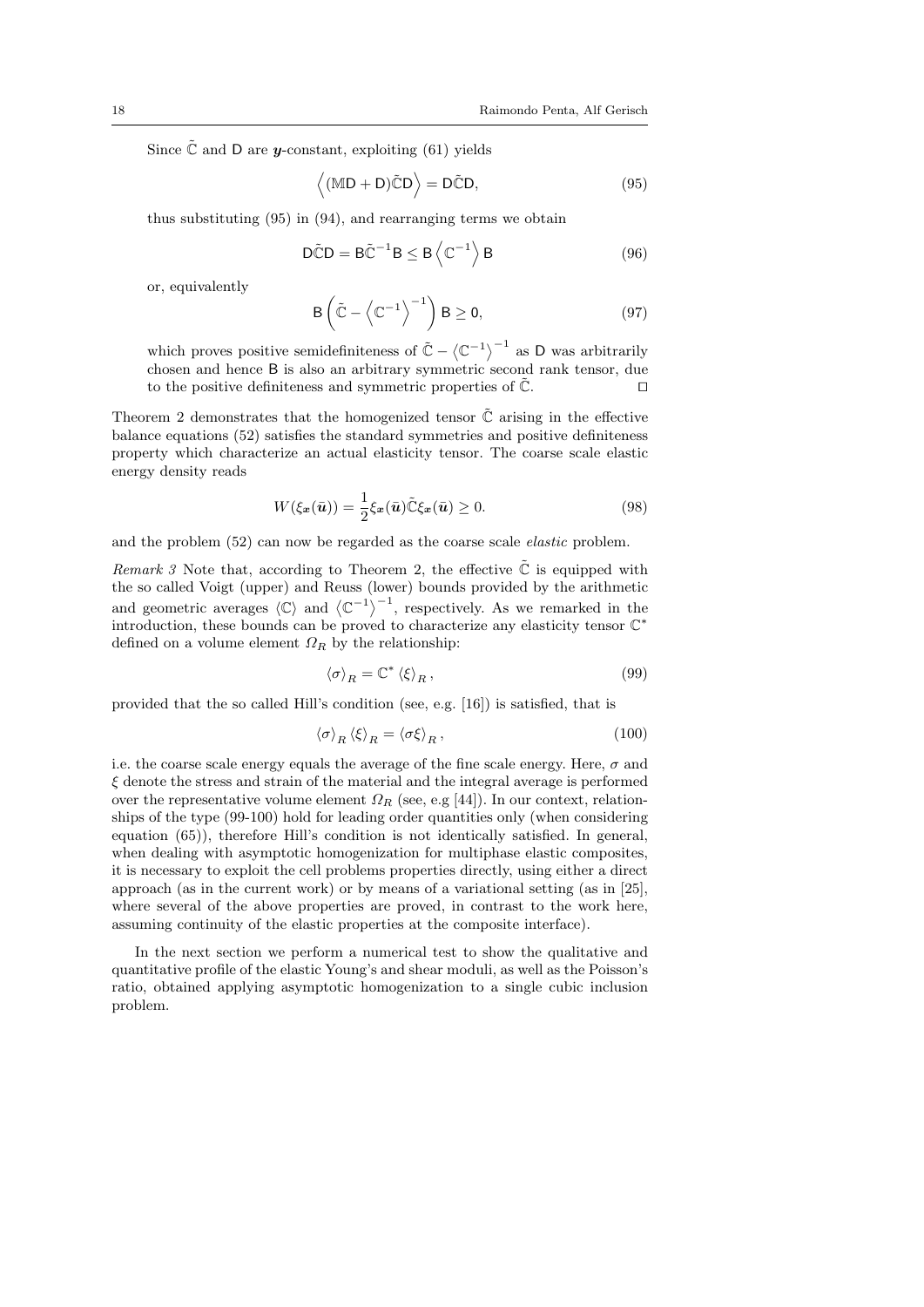Since $\tilde{\mathbb{C}}$ and $\mathsf{D}$ are $\boldsymbol{y}$-constant, exploiting (61) yields

$$\left\langle (\mathbb{M}\mathsf{D} + \mathsf{D})\tilde{\mathbb{C}}\mathsf{D} \right\rangle = \mathsf{D}\tilde{\mathbb{C}}\mathsf{D}, \tag{95}$$

thus substituting (95) in (94), and rearranging terms we obtain

$$\mathsf{D}\tilde{\mathbb{C}}\mathsf{D} = \mathsf{B}\tilde{\mathbb{C}}^{-1}\mathsf{B} \leq \mathsf{B}\left\langle \mathbb{C}^{-1} \right\rangle \mathsf{B} \tag{96}$$

or, equivalently

$$\mathsf{B}\left(\tilde{\mathbb{C}} - \left\langle \mathbb{C}^{-1} \right\rangle^{-1}\right)\mathsf{B} \geq 0, \tag{97}$$

which proves positive semidefiniteness of $\tilde{\mathbb{C}} - \left\langle \mathbb{C}^{-1} \right\rangle^{-1}$ as $\mathsf{D}$ was arbitrarily chosen and hence $\mathsf{B}$ is also an arbitrary symmetric second rank tensor, due to the positive definiteness and symmetric properties of $\tilde{\mathbb{C}}$. $\square$

Theorem 2 demonstrates that the homogenized tensor $\tilde{\mathbb{C}}$ arising in the effective balance equations (52) satisfies the standard symmetries and positive definiteness property which characterize an actual elasticity tensor. The coarse scale elastic energy density reads

$$W(\xi_{\boldsymbol{x}}(\bar{\boldsymbol{u}})) = \frac{1}{2}\xi_{\boldsymbol{x}}(\bar{\boldsymbol{u}})\tilde{\mathbb{C}}\xi_{\boldsymbol{x}}(\bar{\boldsymbol{u}}) \geq 0. \tag{98}$$

and the problem (52) can now be regarded as the coarse scale *elastic* problem.

*Remark 3* Note that, according to Theorem 2, the effective $\tilde{\mathbb{C}}$ is equipped with the so called Voigt (upper) and Reuss (lower) bounds provided by the arithmetic and geometric averages $\langle \mathbb{C} \rangle$ and $\left\langle \mathbb{C}^{-1} \right\rangle^{-1}$, respectively. As we remarked in the introduction, these bounds can be proved to characterize any elasticity tensor $\mathbb{C}^*$ defined on a volume element $\Omega_R$ by the relationship:

$$\langle \sigma \rangle_R = \mathbb{C}^* \langle \xi \rangle_R , \tag{99}$$

provided that the so called Hill's condition (see, e.g. [16]) is satisfied, that is

$$\langle \sigma \rangle_R \langle \xi \rangle_R = \langle \sigma \xi \rangle_R , \tag{100}$$

i.e. the coarse scale energy equals the average of the fine scale energy. Here, $\sigma$ and $\xi$ denote the stress and strain of the material and the integral average is performed over the representative volume element $\Omega_R$ (see, e.g [44]). In our context, relationships of the type (99-100) hold for leading order quantities only (when considering equation (65)), therefore Hill's condition is not identically satisfied. In general, when dealing with asymptotic homogenization for multiphase elastic composites, it is necessary to exploit the cell problems properties directly, using either a direct approach (as in the current work) or by means of a variational setting (as in [25], where several of the above properties are proved, in contrast to the work here, assuming continuity of the elastic properties at the composite interface).

In the next section we perform a numerical test to show the qualitative and quantitative profile of the elastic Young's and shear moduli, as well as the Poisson's ratio, obtained applying asymptotic homogenization to a single cubic inclusion problem.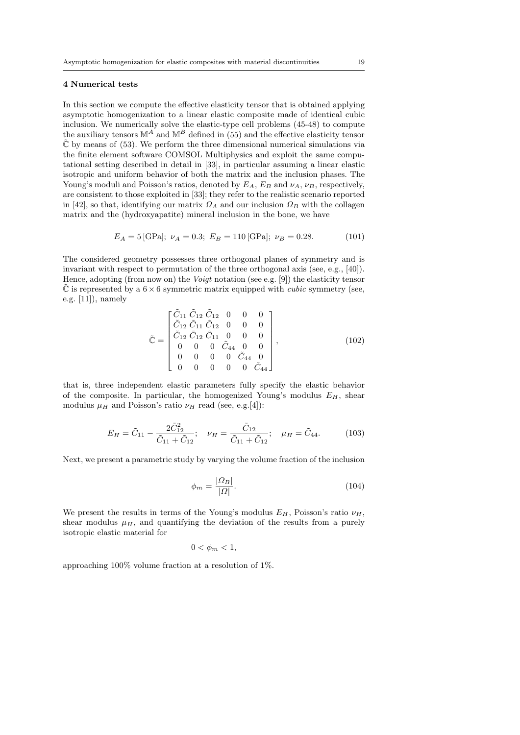## 4 Numerical tests

In this section we compute the effective elasticity tensor that is obtained applying asymptotic homogenization to a linear elastic composite made of identical cubic inclusion. We numerically solve the elastic-type cell problems (45-48) to compute the auxiliary tensors $\mathbb{M}^A$ and $\mathbb{M}^B$ defined in (55) and the effective elasticity tensor $\tilde{\mathbb{C}}$ by means of (53). We perform the three dimensional numerical simulations via the finite element software COMSOL Multiphysics and exploit the same computational setting described in detail in [33], in particular assuming a linear elastic isotropic and uniform behavior of both the matrix and the inclusion phases. The Young's moduli and Poisson's ratios, denoted by $E_A$, $E_B$ and $\nu_A$, $\nu_B$, respectively, are consistent to those exploited in [33]; they refer to the realistic scenario reported in [42], so that, identifying our matrix $\Omega_A$ and our inclusion $\Omega_B$ with the collagen matrix and the (hydroxyapatite) mineral inclusion in the bone, we have

$$E_A = 5\,[\text{GPa}];\; \nu_A = 0.3;\; E_B = 110\,[\text{GPa}];\; \nu_B = 0.28. \tag{101}$$

The considered geometry possesses three orthogonal planes of symmetry and is invariant with respect to permutation of the three orthogonal axis (see, e.g., [40]). Hence, adopting (from now on) the *Voigt* notation (see e.g. [9]) the elasticity tensor $\tilde{\mathbb{C}}$ is represented by a $6 \times 6$ symmetric matrix equipped with *cubic* symmetry (see, e.g. [11]), namely

$$\tilde{\mathbb{C}} = \begin{bmatrix} \tilde{C}_{11} & \tilde{C}_{12} & \tilde{C}_{12} & 0 & 0 & 0 \\ \tilde{C}_{12} & \tilde{C}_{11} & \tilde{C}_{12} & 0 & 0 & 0 \\ \tilde{C}_{12} & \tilde{C}_{12} & \tilde{C}_{11} & 0 & 0 & 0 \\ 0 & 0 & 0 & \tilde{C}_{44} & 0 & 0 \\ 0 & 0 & 0 & 0 & \tilde{C}_{44} & 0 \\ 0 & 0 & 0 & 0 & 0 & \tilde{C}_{44} \end{bmatrix}, \tag{102}$$

that is, three independent elastic parameters fully specify the elastic behavior of the composite. In particular, the homogenized Young's modulus $E_H$, shear modulus $\mu_H$ and Poisson's ratio $\nu_H$ read (see, e.g.[4]):

$$E_H = \tilde{C}_{11} - \frac{2\tilde{C}_{12}^2}{\tilde{C}_{11} + \tilde{C}_{12}}; \quad \nu_H = \frac{\tilde{C}_{12}}{\tilde{C}_{11} + \tilde{C}_{12}}; \quad \mu_H = \tilde{C}_{44}. \tag{103}$$

Next, we present a parametric study by varying the volume fraction of the inclusion

$$\phi_m = \frac{|\Omega_B|}{|\Omega|}. \tag{104}$$

We present the results in terms of the Young's modulus $E_H$, Poisson's ratio $\nu_H$, shear modulus $\mu_H$, and quantifying the deviation of the results from a purely isotropic elastic material for

$$0 < \phi_m < 1,$$

approaching 100% volume fraction at a resolution of 1%.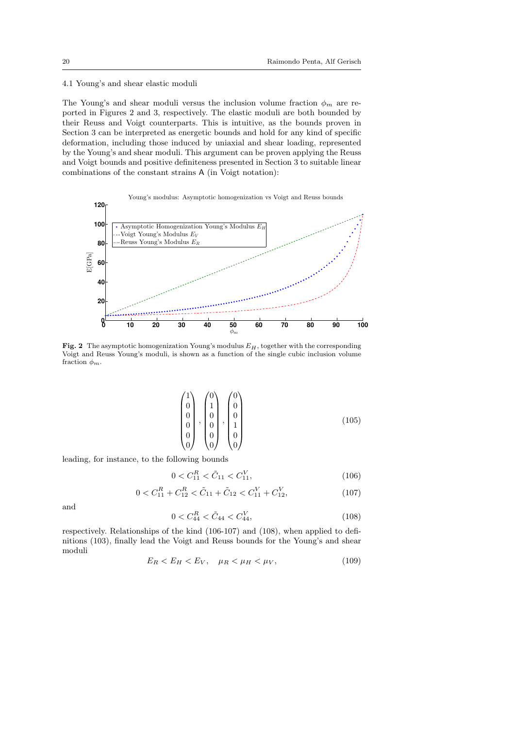### 4.1 Young's and shear elastic moduli

The Young's and shear moduli versus the inclusion volume fraction $\phi_m$ are reported in Figures 2 and 3, respectively. The elastic moduli are both bounded by their Reuss and Voigt counterparts. This is intuitive, as the bounds proven in Section 3 can be interpreted as energetic bounds and hold for any kind of specific deformation, including those induced by uniaxial and shear loading, represented by the Young's and shear moduli. This argument can be proven applying the Reuss and Voigt bounds and positive definiteness presented in Section 3 to suitable linear combinations of the constant strains $\mathsf{A}$ (in Voigt notation):

**Fig. 2** The asymptotic homogenization Young's modulus $E_H$, together with the corresponding Voigt and Reuss Young's moduli, is shown as a function of the single cubic inclusion volume fraction $\phi_m$.

$$
\begin{pmatrix}1\\0\\0\\0\\0\\0\end{pmatrix}, \begin{pmatrix}0\\1\\0\\0\\0\\0\end{pmatrix}, \begin{pmatrix}0\\0\\0\\1\\0\\0\end{pmatrix} \tag{105}
$$

leading, for instance, to the following bounds

$$
0 < C_{11}^R < \tilde{C}_{11} < C_{11}^V, \tag{106}
$$

$$
0 < C_{11}^R + C_{12}^R < \tilde{C}_{11} + \tilde{C}_{12} < C_{11}^V + C_{12}^V, \tag{107}
$$

and

$$
0 < C_{44}^R < \tilde{C}_{44} < C_{44}^V, \tag{108}
$$

respectively. Relationships of the kind (106-107) and (108), when applied to definitions (103), finally lead the Voigt and Reuss bounds for the Young's and shear moduli

$$
E_R < E_H < E_V, \quad \mu_R < \mu_H < \mu_V, \tag{109}
$$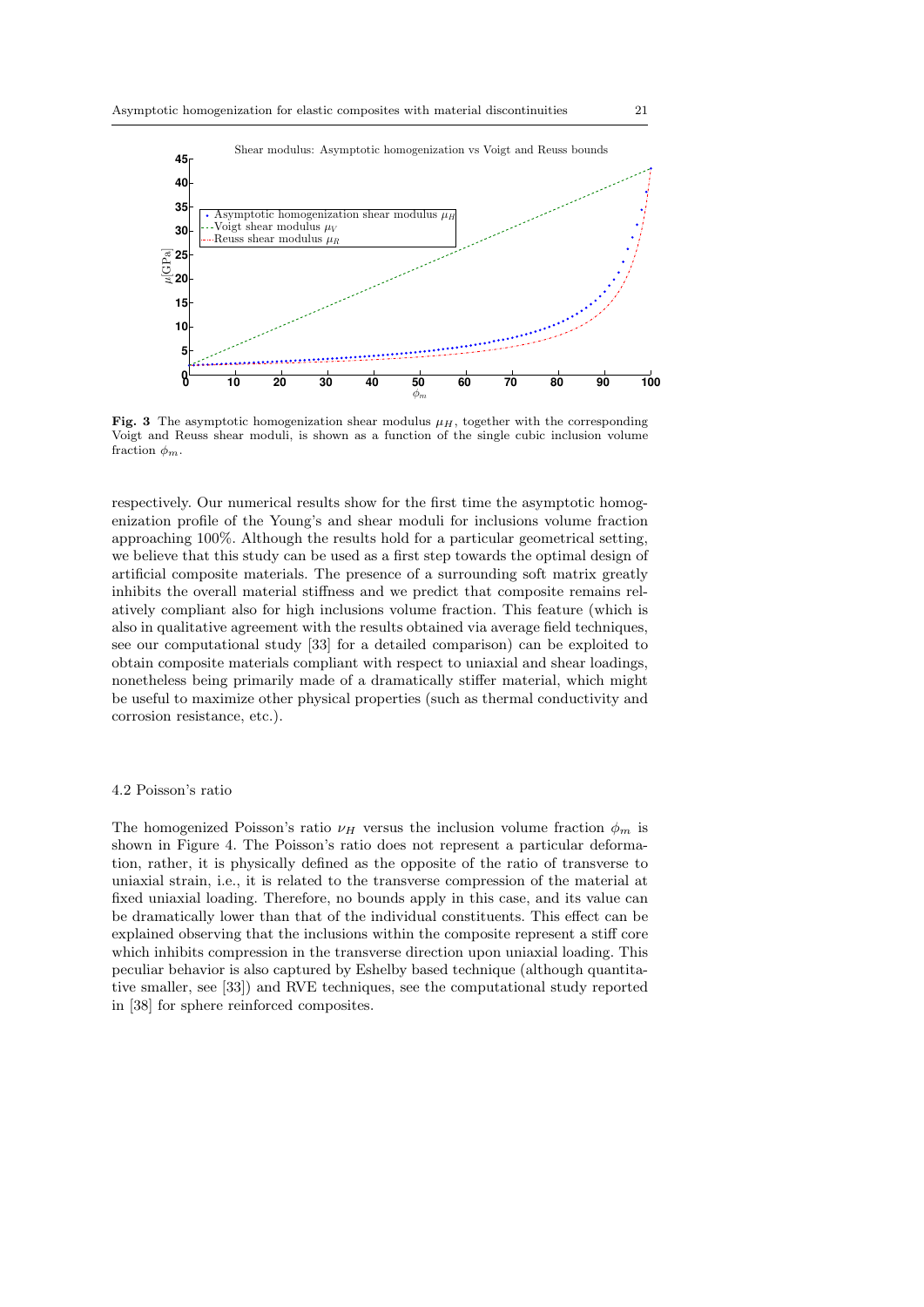**Fig. 3** The asymptotic homogenization shear modulus $\mu_H$, together with the corresponding Voigt and Reuss shear moduli, is shown as a function of the single cubic inclusion volume fraction $\phi_m$.

respectively. Our numerical results show for the first time the asymptotic homogenization profile of the Young's and shear moduli for inclusions volume fraction approaching 100%. Although the results hold for a particular geometrical setting, we believe that this study can be used as a first step towards the optimal design of artificial composite materials. The presence of a surrounding soft matrix greatly inhibits the overall material stiffness and we predict that composite remains relatively compliant also for high inclusions volume fraction. This feature (which is also in qualitative agreement with the results obtained via average field techniques, see our computational study [33] for a detailed comparison) can be exploited to obtain composite materials compliant with respect to uniaxial and shear loadings, nonetheless being primarily made of a dramatically stiffer material, which might be useful to maximize other physical properties (such as thermal conductivity and corrosion resistance, etc.).

### 4.2 Poisson's ratio

The homogenized Poisson's ratio $\nu_H$ versus the inclusion volume fraction $\phi_m$ is shown in Figure 4. The Poisson's ratio does not represent a particular deformation, rather, it is physically defined as the opposite of the ratio of transverse to uniaxial strain, i.e., it is related to the transverse compression of the material at fixed uniaxial loading. Therefore, no bounds apply in this case, and its value can be dramatically lower than that of the individual constituents. This effect can be explained observing that the inclusions within the composite represent a stiff core which inhibits compression in the transverse direction upon uniaxial loading. This peculiar behavior is also captured by Eshelby based technique (although quantitative smaller, see [33]) and RVE techniques, see the computational study reported in [38] for sphere reinforced composites.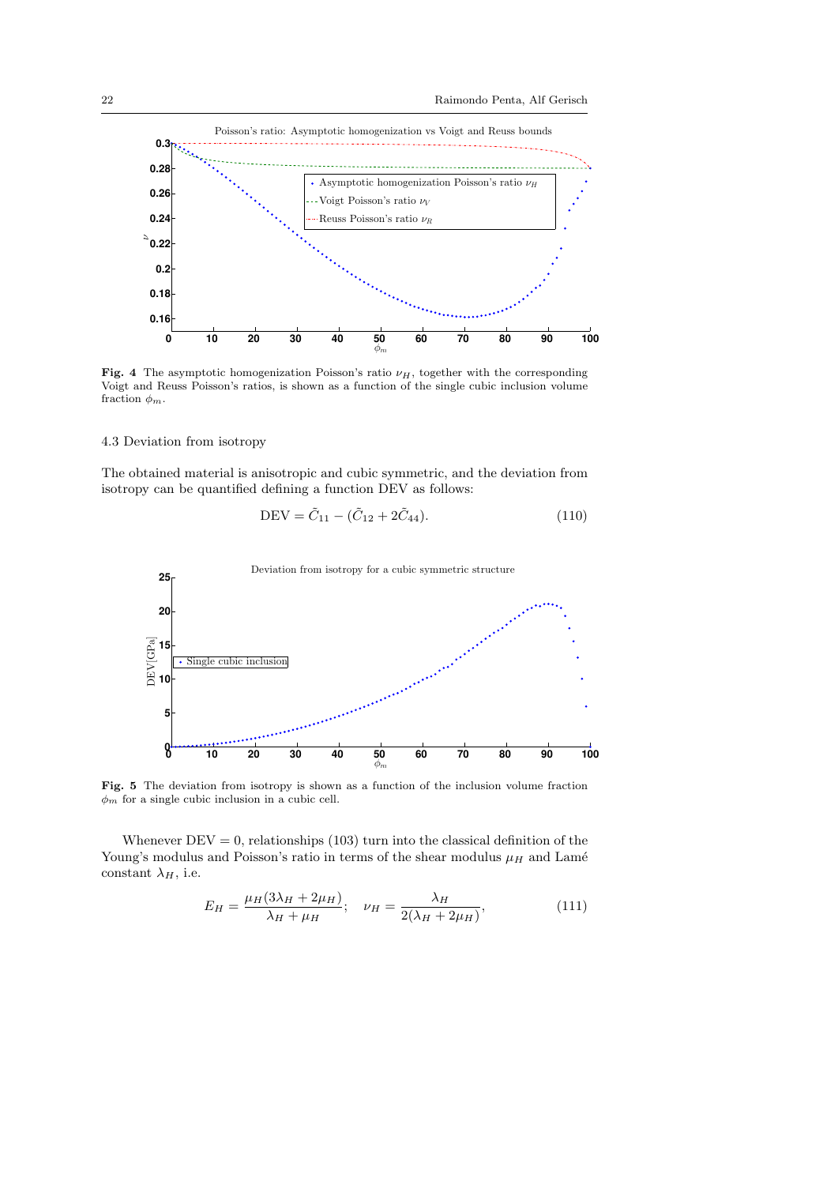**Fig. 4** The asymptotic homogenization Poisson's ratio $\nu_H$, together with the corresponding Voigt and Reuss Poisson's ratios, is shown as a function of the single cubic inclusion volume fraction $\phi_m$.

### 4.3 Deviation from isotropy

The obtained material is anisotropic and cubic symmetric, and the deviation from isotropy can be quantified defining a function DEV as follows:

$$\mathrm{DEV} = \tilde{C}_{11} - (\tilde{C}_{12} + 2\tilde{C}_{44}). \tag{110}$$

**Fig. 5** The deviation from isotropy is shown as a function of the inclusion volume fraction $\phi_m$ for a single cubic inclusion in a cubic cell.

Whenever $\mathrm{DEV} = 0$, relationships (103) turn into the classical definition of the Young's modulus and Poisson's ratio in terms of the shear modulus $\mu_H$ and Lamé constant $\lambda_H$, i.e.

$$E_H = \frac{\mu_H(3\lambda_H + 2\mu_H)}{\lambda_H + \mu_H}; \quad \nu_H = \frac{\lambda_H}{2(\lambda_H + 2\mu_H)}, \tag{111}$$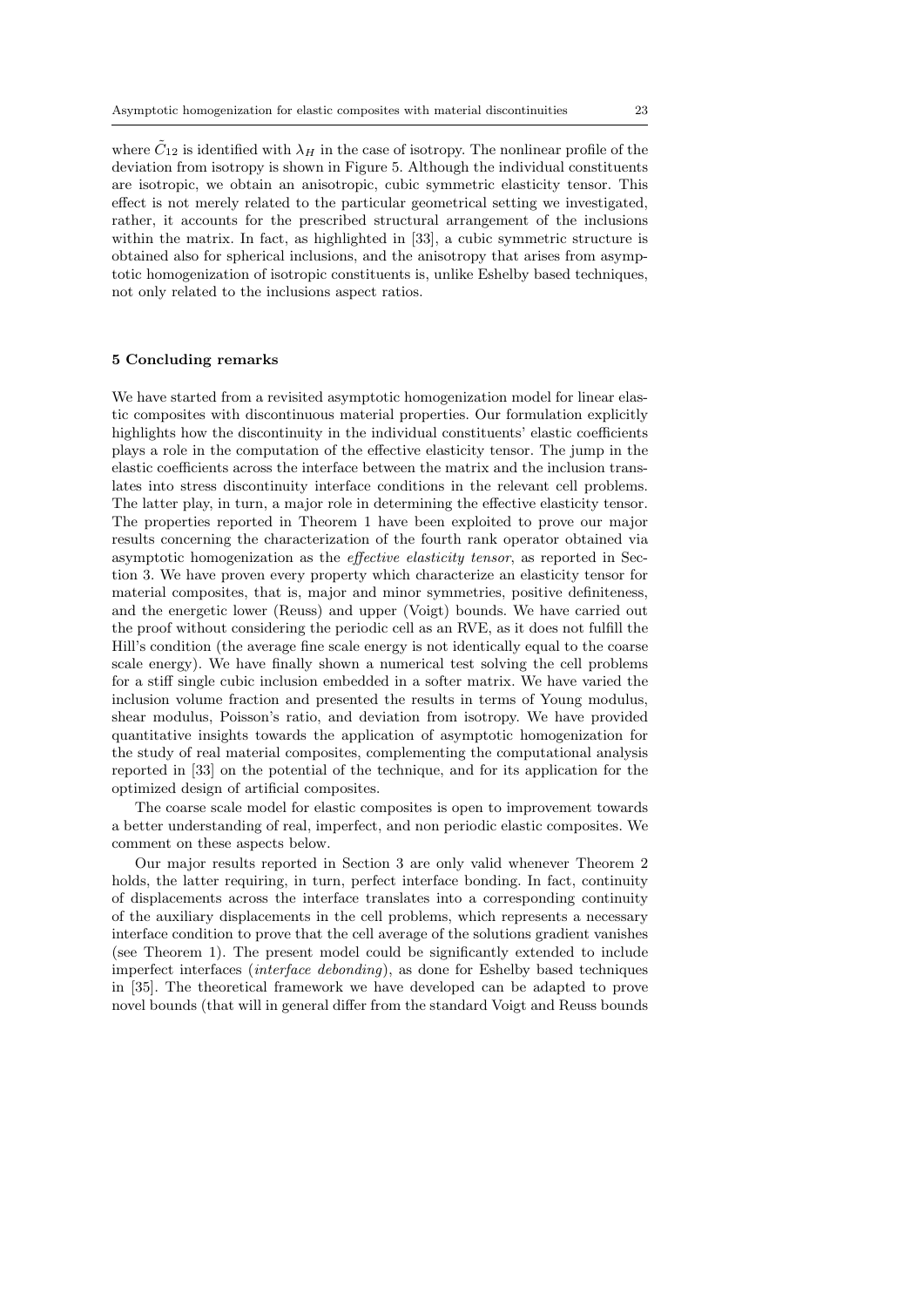where $\tilde{C}_{12}$ is identified with $\lambda_H$ in the case of isotropy. The nonlinear profile of the deviation from isotropy is shown in Figure 5. Although the individual constituents are isotropic, we obtain an anisotropic, cubic symmetric elasticity tensor. This effect is not merely related to the particular geometrical setting we investigated, rather, it accounts for the prescribed structural arrangement of the inclusions within the matrix. In fact, as highlighted in [33], a cubic symmetric structure is obtained also for spherical inclusions, and the anisotropy that arises from asymptotic homogenization of isotropic constituents is, unlike Eshelby based techniques, not only related to the inclusions aspect ratios.

## 5 Concluding remarks

We have started from a revisited asymptotic homogenization model for linear elastic composites with discontinuous material properties. Our formulation explicitly highlights how the discontinuity in the individual constituents' elastic coefficients plays a role in the computation of the effective elasticity tensor. The jump in the elastic coefficients across the interface between the matrix and the inclusion translates into stress discontinuity interface conditions in the relevant cell problems. The latter play, in turn, a major role in determining the effective elasticity tensor. The properties reported in Theorem 1 have been exploited to prove our major results concerning the characterization of the fourth rank operator obtained via asymptotic homogenization as the *effective elasticity tensor*, as reported in Section 3. We have proven every property which characterize an elasticity tensor for material composites, that is, major and minor symmetries, positive definiteness, and the energetic lower (Reuss) and upper (Voigt) bounds. We have carried out the proof without considering the periodic cell as an RVE, as it does not fulfill the Hill's condition (the average fine scale energy is not identically equal to the coarse scale energy). We have finally shown a numerical test solving the cell problems for a stiff single cubic inclusion embedded in a softer matrix. We have varied the inclusion volume fraction and presented the results in terms of Young modulus, shear modulus, Poisson's ratio, and deviation from isotropy. We have provided quantitative insights towards the application of asymptotic homogenization for the study of real material composites, complementing the computational analysis reported in [33] on the potential of the technique, and for its application for the optimized design of artificial composites.

The coarse scale model for elastic composites is open to improvement towards a better understanding of real, imperfect, and non periodic elastic composites. We comment on these aspects below.

Our major results reported in Section 3 are only valid whenever Theorem 2 holds, the latter requiring, in turn, perfect interface bonding. In fact, continuity of displacements across the interface translates into a corresponding continuity of the auxiliary displacements in the cell problems, which represents a necessary interface condition to prove that the cell average of the solutions gradient vanishes (see Theorem 1). The present model could be significantly extended to include imperfect interfaces (*interface debonding*), as done for Eshelby based techniques in [35]. The theoretical framework we have developed can be adapted to prove novel bounds (that will in general differ from the standard Voigt and Reuss bounds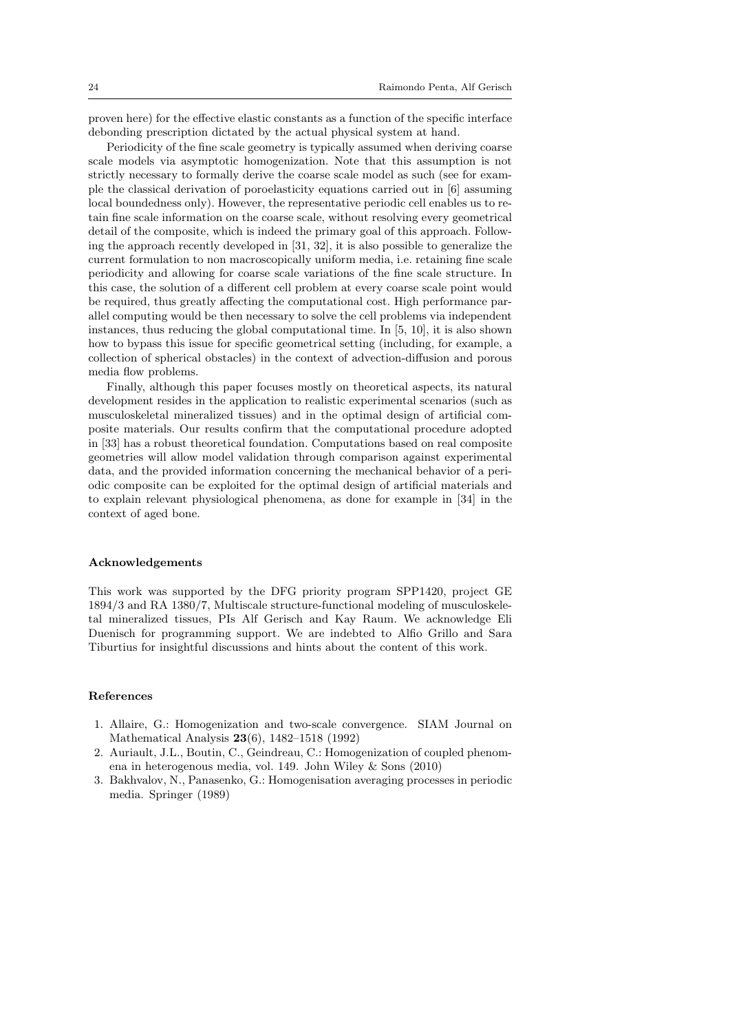proven here) for the effective elastic constants as a function of the specific interface debonding prescription dictated by the actual physical system at hand.

Periodicity of the fine scale geometry is typically assumed when deriving coarse scale models via asymptotic homogenization. Note that this assumption is not strictly necessary to formally derive the coarse scale model as such (see for example the classical derivation of poroelasticity equations carried out in [6] assuming local boundedness only). However, the representative periodic cell enables us to retain fine scale information on the coarse scale, without resolving every geometrical detail of the composite, which is indeed the primary goal of this approach. Following the approach recently developed in [31, 32], it is also possible to generalize the current formulation to non macroscopically uniform media, i.e. retaining fine scale periodicity and allowing for coarse scale variations of the fine scale structure. In this case, the solution of a different cell problem at every coarse scale point would be required, thus greatly affecting the computational cost. High performance parallel computing would be then necessary to solve the cell problems via independent instances, thus reducing the global computational time. In [5, 10], it is also shown how to bypass this issue for specific geometrical setting (including, for example, a collection of spherical obstacles) in the context of advection-diffusion and porous media flow problems.

Finally, although this paper focuses mostly on theoretical aspects, its natural development resides in the application to realistic experimental scenarios (such as musculoskeletal mineralized tissues) and in the optimal design of artificial composite materials. Our results confirm that the computational procedure adopted in [33] has a robust theoretical foundation. Computations based on real composite geometries will allow model validation through comparison against experimental data, and the provided information concerning the mechanical behavior of a periodic composite can be exploited for the optimal design of artificial materials and to explain relevant physiological phenomena, as done for example in [34] in the context of aged bone.

## Acknowledgements

This work was supported by the DFG priority program SPP1420, project GE 1894/3 and RA 1380/7, Multiscale structure-functional modeling of musculoskeletal mineralized tissues, PIs Alf Gerisch and Kay Raum. We acknowledge Eli Duenisch for programming support. We are indebted to Alfio Grillo and Sara Tiburtius for insightful discussions and hints about the content of this work.

## References

1. Allaire, G.: Homogenization and two-scale convergence. SIAM Journal on Mathematical Analysis **23**(6), 1482–1518 (1992)
2. Auriault, J.L., Boutin, C., Geindreau, C.: Homogenization of coupled phenomena in heterogenous media, vol. 149. John Wiley & Sons (2010)
3. Bakhvalov, N., Panasenko, G.: Homogenisation averaging processes in periodic media. Springer (1989)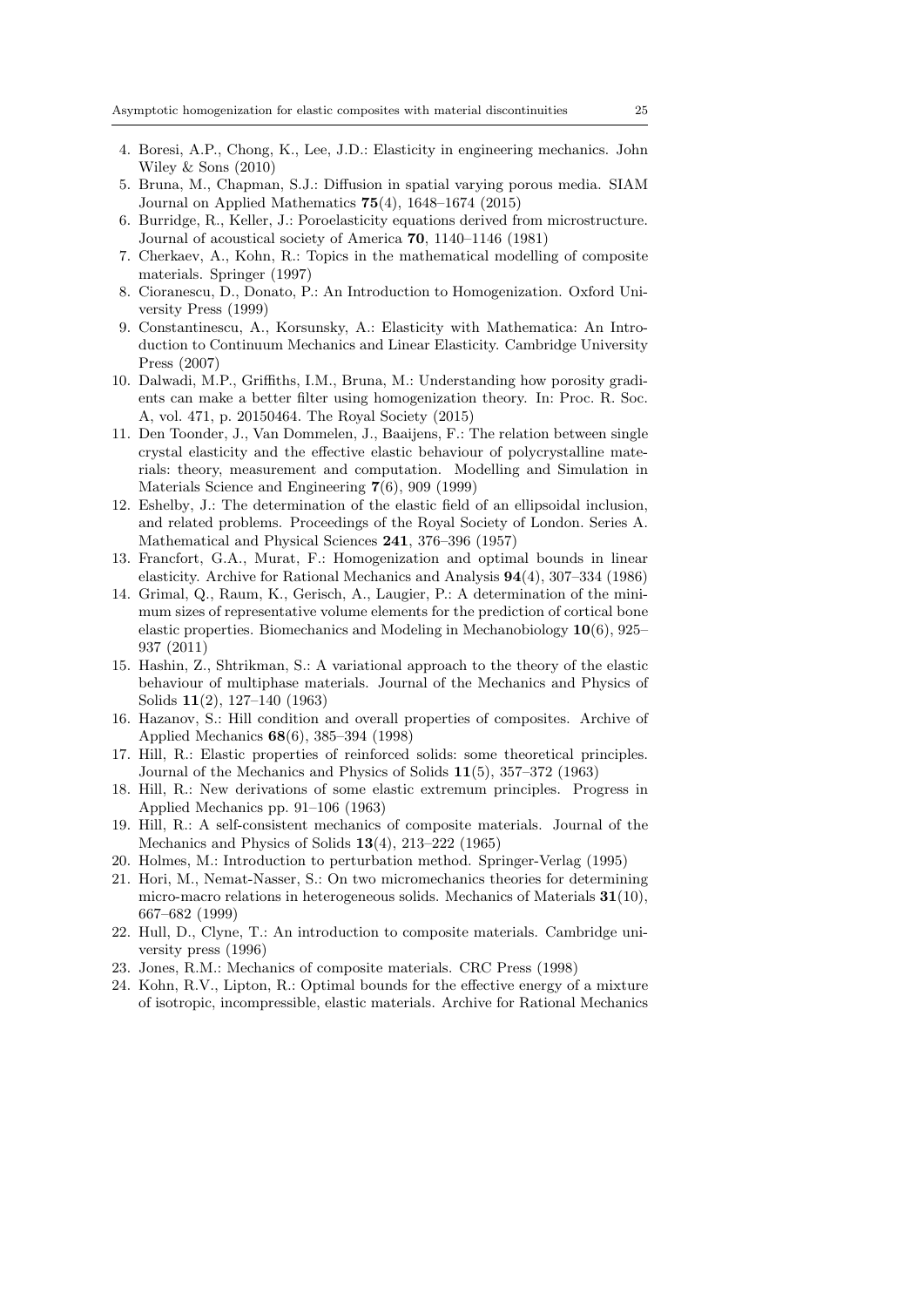4. Boresi, A.P., Chong, K., Lee, J.D.: Elasticity in engineering mechanics. John Wiley & Sons (2010)
5. Bruna, M., Chapman, S.J.: Diffusion in spatial varying porous media. SIAM Journal on Applied Mathematics **75**(4), 1648–1674 (2015)
6. Burridge, R., Keller, J.: Poroelasticity equations derived from microstructure. Journal of acoustical society of America **70**, 1140–1146 (1981)
7. Cherkaev, A., Kohn, R.: Topics in the mathematical modelling of composite materials. Springer (1997)
8. Cioranescu, D., Donato, P.: An Introduction to Homogenization. Oxford University Press (1999)
9. Constantinescu, A., Korsunsky, A.: Elasticity with Mathematica: An Introduction to Continuum Mechanics and Linear Elasticity. Cambridge University Press (2007)
10. Dalwadi, M.P., Griffiths, I.M., Bruna, M.: Understanding how porosity gradients can make a better filter using homogenization theory. In: Proc. R. Soc. A, vol. 471, p. 20150464. The Royal Society (2015)
11. Den Toonder, J., Van Dommelen, J., Baaijens, F.: The relation between single crystal elasticity and the effective elastic behaviour of polycrystalline materials: theory, measurement and computation. Modelling and Simulation in Materials Science and Engineering **7**(6), 909 (1999)
12. Eshelby, J.: The determination of the elastic field of an ellipsoidal inclusion, and related problems. Proceedings of the Royal Society of London. Series A. Mathematical and Physical Sciences **241**, 376–396 (1957)
13. Francfort, G.A., Murat, F.: Homogenization and optimal bounds in linear elasticity. Archive for Rational Mechanics and Analysis **94**(4), 307–334 (1986)
14. Grimal, Q., Raum, K., Gerisch, A., Laugier, P.: A determination of the minimum sizes of representative volume elements for the prediction of cortical bone elastic properties. Biomechanics and Modeling in Mechanobiology **10**(6), 925–937 (2011)
15. Hashin, Z., Shtrikman, S.: A variational approach to the theory of the elastic behaviour of multiphase materials. Journal of the Mechanics and Physics of Solids **11**(2), 127–140 (1963)
16. Hazanov, S.: Hill condition and overall properties of composites. Archive of Applied Mechanics **68**(6), 385–394 (1998)
17. Hill, R.: Elastic properties of reinforced solids: some theoretical principles. Journal of the Mechanics and Physics of Solids **11**(5), 357–372 (1963)
18. Hill, R.: New derivations of some elastic extremum principles. Progress in Applied Mechanics pp. 91–106 (1963)
19. Hill, R.: A self-consistent mechanics of composite materials. Journal of the Mechanics and Physics of Solids **13**(4), 213–222 (1965)
20. Holmes, M.: Introduction to perturbation method. Springer-Verlag (1995)
21. Hori, M., Nemat-Nasser, S.: On two micromechanics theories for determining micro-macro relations in heterogeneous solids. Mechanics of Materials **31**(10), 667–682 (1999)
22. Hull, D., Clyne, T.: An introduction to composite materials. Cambridge university press (1996)
23. Jones, R.M.: Mechanics of composite materials. CRC Press (1998)
24. Kohn, R.V., Lipton, R.: Optimal bounds for the effective energy of a mixture of isotropic, incompressible, elastic materials. Archive for Rational Mechanics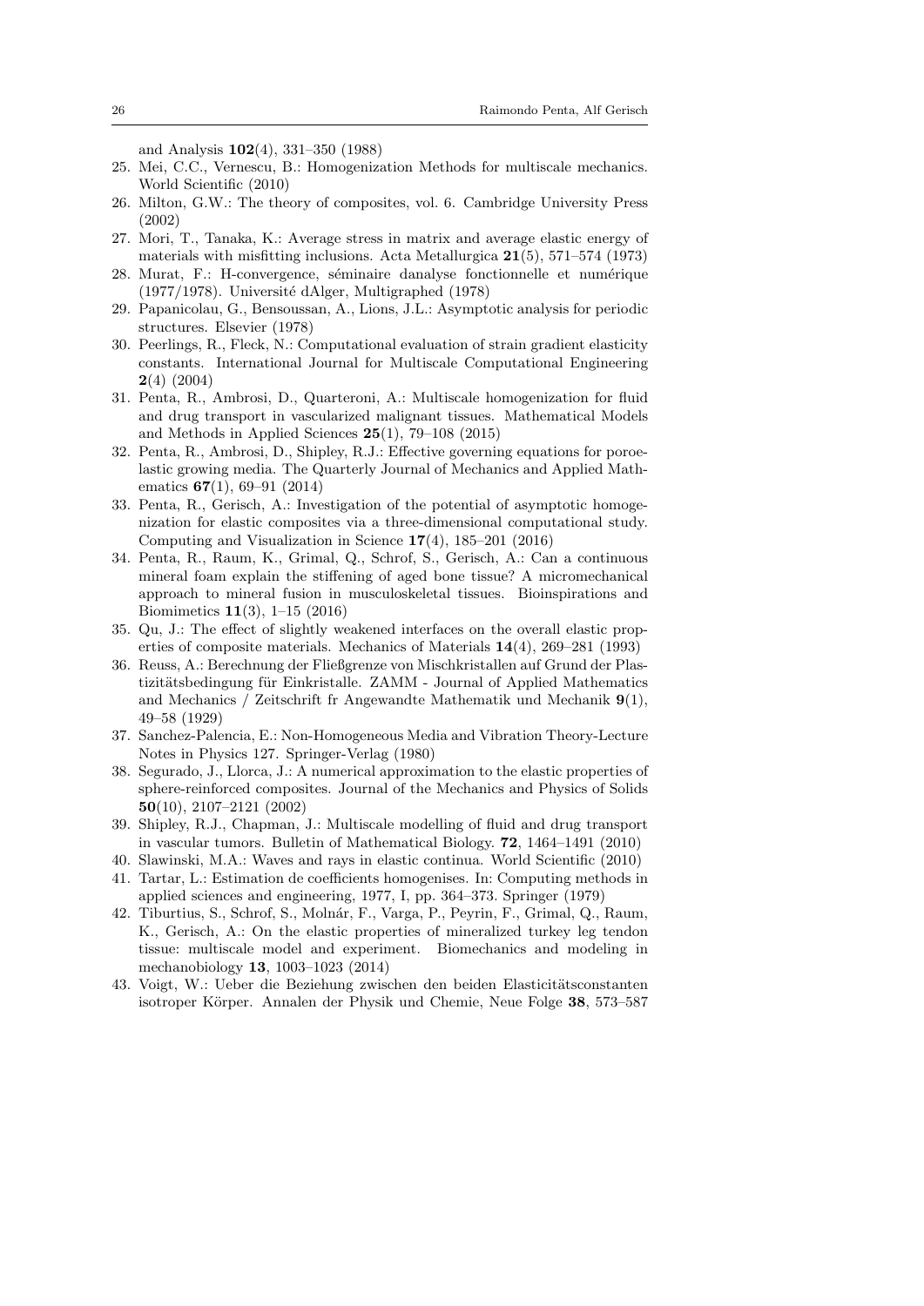and Analysis **102**(4), 331–350 (1988)

25. Mei, C.C., Vernescu, B.: Homogenization Methods for multiscale mechanics. World Scientific (2010)
26. Milton, G.W.: The theory of composites, vol. 6. Cambridge University Press (2002)
27. Mori, T., Tanaka, K.: Average stress in matrix and average elastic energy of materials with misfitting inclusions. Acta Metallurgica **21**(5), 571–574 (1973)
28. Murat, F.: H-convergence, séminaire danalyse fonctionnelle et numérique (1977/1978). Université dAlger, Multigraphed (1978)
29. Papanicolau, G., Bensoussan, A., Lions, J.L.: Asymptotic analysis for periodic structures. Elsevier (1978)
30. Peerlings, R., Fleck, N.: Computational evaluation of strain gradient elasticity constants. International Journal for Multiscale Computational Engineering **2**(4) (2004)
31. Penta, R., Ambrosi, D., Quarteroni, A.: Multiscale homogenization for fluid and drug transport in vascularized malignant tissues. Mathematical Models and Methods in Applied Sciences **25**(1), 79–108 (2015)
32. Penta, R., Ambrosi, D., Shipley, R.J.: Effective governing equations for poroelastic growing media. The Quarterly Journal of Mechanics and Applied Mathematics **67**(1), 69–91 (2014)
33. Penta, R., Gerisch, A.: Investigation of the potential of asymptotic homogenization for elastic composites via a three-dimensional computational study. Computing and Visualization in Science **17**(4), 185–201 (2016)
34. Penta, R., Raum, K., Grimal, Q., Schrof, S., Gerisch, A.: Can a continuous mineral foam explain the stiffening of aged bone tissue? A micromechanical approach to mineral fusion in musculoskeletal tissues. Bioinspirations and Biomimetics **11**(3), 1–15 (2016)
35. Qu, J.: The effect of slightly weakened interfaces on the overall elastic properties of composite materials. Mechanics of Materials **14**(4), 269–281 (1993)
36. Reuss, A.: Berechnung der Fließgrenze von Mischkristallen auf Grund der Plastizitätsbedingung für Einkristalle. ZAMM - Journal of Applied Mathematics and Mechanics / Zeitschrift fr Angewandte Mathematik und Mechanik **9**(1), 49–58 (1929)
37. Sanchez-Palencia, E.: Non-Homogeneous Media and Vibration Theory-Lecture Notes in Physics 127. Springer-Verlag (1980)
38. Segurado, J., Llorca, J.: A numerical approximation to the elastic properties of sphere-reinforced composites. Journal of the Mechanics and Physics of Solids **50**(10), 2107–2121 (2002)
39. Shipley, R.J., Chapman, J.: Multiscale modelling of fluid and drug transport in vascular tumors. Bulletin of Mathematical Biology. **72**, 1464–1491 (2010)
40. Slawinski, M.A.: Waves and rays in elastic continua. World Scientific (2010)
41. Tartar, L.: Estimation de coefficients homogenises. In: Computing methods in applied sciences and engineering, 1977, I, pp. 364–373. Springer (1979)
42. Tiburtius, S., Schrof, S., Molnár, F., Varga, P., Peyrin, F., Grimal, Q., Raum, K., Gerisch, A.: On the elastic properties of mineralized turkey leg tendon tissue: multiscale model and experiment. Biomechanics and modeling in mechanobiology **13**, 1003–1023 (2014)
43. Voigt, W.: Ueber die Beziehung zwischen den beiden Elasticitätsconstanten isotroper Körper. Annalen der Physik und Chemie, Neue Folge **38**, 573–587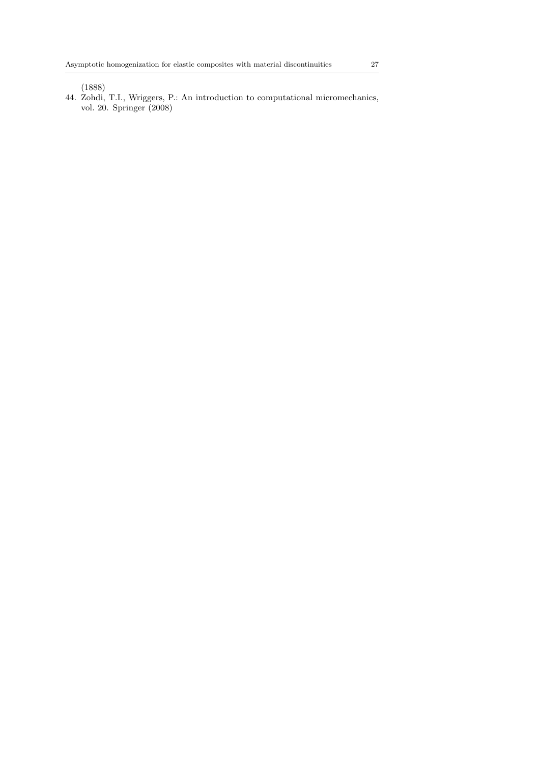(1888)

44. Zohdi, T.I., Wriggers, P.: An introduction to computational micromechanics, vol. 20. Springer (2008)